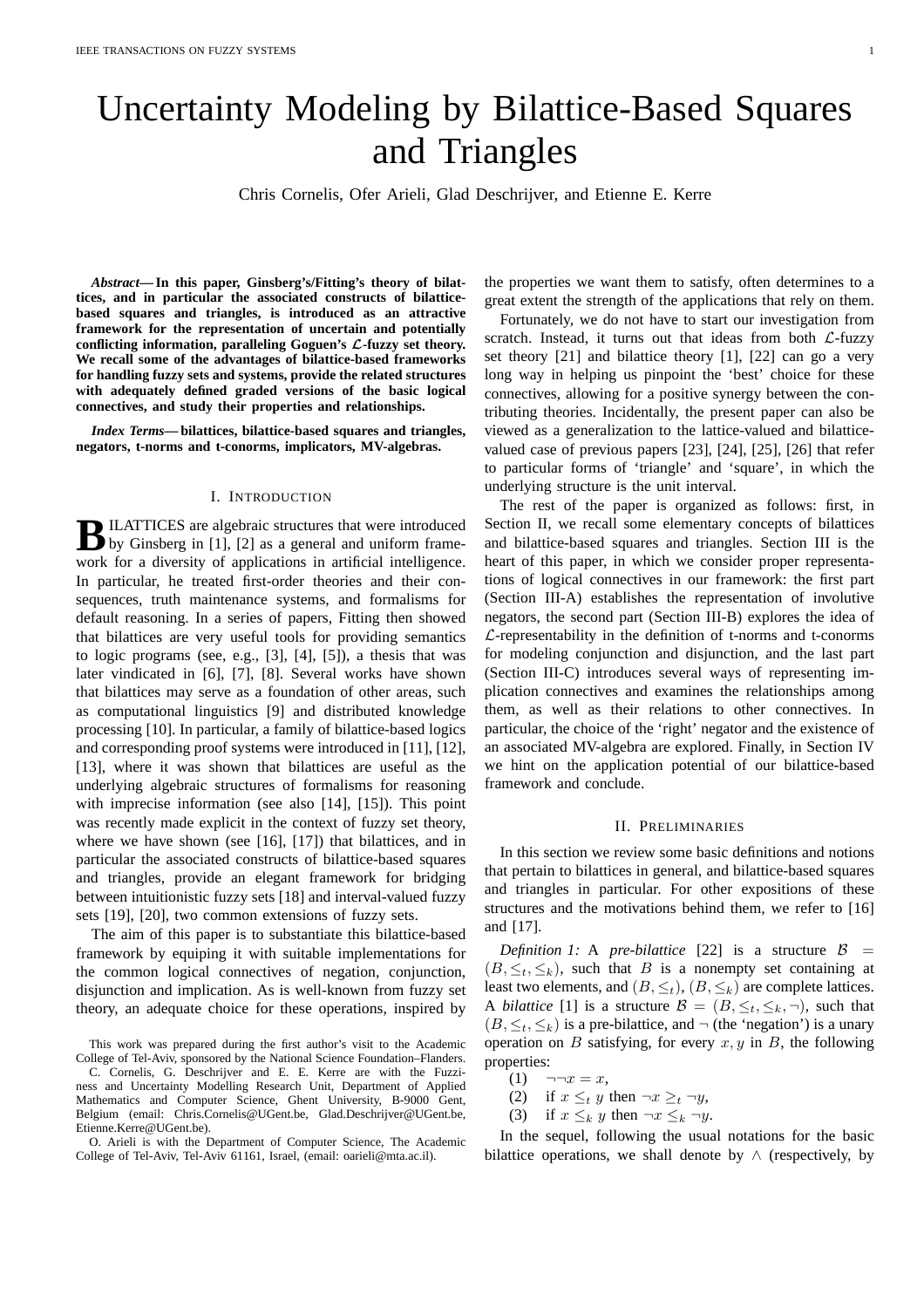# Uncertainty Modeling by Bilattice-Based Squares and Triangles

Chris Cornelis, Ofer Arieli, Glad Deschrijver, and Etienne E. Kerre

***Abstract*— In this paper, Ginsberg's/Fitting's theory of bilattices, and in particular the associated constructs of bilattice-based squares and triangles, is introduced as an attractive framework for the representation of uncertain and potentially conflicting information, paralleling Goguen's $\mathcal{L}$-fuzzy set theory. We recall some of the advantages of bilattice-based frameworks for handling fuzzy sets and systems, provide the related structures with adequately defined graded versions of the basic logical connectives, and study their properties and relationships.**

***Index Terms*— bilattices, bilattice-based squares and triangles, negators, t-norms and t-conorms, implicators, MV-algebras.**

## I. Introduction

Bilattices are algebraic structures that were introduced by Ginsberg in [1], [2] as a general and uniform framework for a diversity of applications in artificial intelligence. In particular, he treated first-order theories and their consequences, truth maintenance systems, and formalisms for default reasoning. In a series of papers, Fitting then showed that bilattices are very useful tools for providing semantics to logic programs (see, e.g., [3], [4], [5]), a thesis that was later vindicated in [6], [7], [8]. Several works have shown that bilattices may serve as a foundation of other areas, such as computational linguistics [9] and distributed knowledge processing [10]. In particular, a family of bilattice-based logics and corresponding proof systems were introduced in [11], [12], [13], where it was shown that bilattices are useful as the underlying algebraic structures of formalisms for reasoning with imprecise information (see also [14], [15]). This point was recently made explicit in the context of fuzzy set theory, where we have shown (see [16], [17]) that bilattices, and in particular the associated constructs of bilattice-based squares and triangles, provide an elegant framework for bridging between intuitionistic fuzzy sets [18] and interval-valued fuzzy sets [19], [20], two common extensions of fuzzy sets.

The aim of this paper is to substantiate this bilattice-based framework by equipping it with suitable implementations for the common logical connectives of negation, conjunction, disjunction and implication. As is well-known from fuzzy set theory, an adequate choice for these operations, inspired by the properties we want them to satisfy, often determines to a great extent the strength of the applications that rely on them.

Fortunately, we do not have to start our investigation from scratch. Instead, it turns out that ideas from both $\mathcal{L}$-fuzzy set theory [21] and bilattice theory [1], [22] can go a very long way in helping us pinpoint the 'best' choice for these connectives, allowing for a positive synergy between the contributing theories. Incidentally, the present paper can also be viewed as a generalization to the lattice-valued and bilattice-valued case of previous papers [23], [24], [25], [26] that refer to particular forms of 'triangle' and 'square', in which the underlying structure is the unit interval.

The rest of the paper is organized as follows: first, in Section II, we recall some elementary concepts of bilattices and bilattice-based squares and triangles. Section III is the heart of this paper, in which we consider proper representations of logical connectives in our framework: the first part (Section III-A) establishes the representation of involutive negators, the second part (Section III-B) explores the idea of $\mathcal{L}$-representability in the definition of t-norms and t-conorms for modeling conjunction and disjunction, and the last part (Section III-C) introduces several ways of representing implication connectives and examines the relationships among them, as well as their relations to other connectives. In particular, the choice of the 'right' negator and the existence of an associated MV-algebra are explored. Finally, in Section IV we hint on the application potential of our bilattice-based framework and conclude.

## II. Preliminaries

In this section we review some basic definitions and notions that pertain to bilattices in general, and bilattice-based squares and triangles in particular. For other expositions of these structures and the motivations behind them, we refer to [16] and [17].

*Definition 1:* A *pre-bilattice* [22] is a structure $\mathcal{B} = (B, \leq_t, \leq_k)$, such that $B$ is a nonempty set containing at least two elements, and $(B, \leq_t)$, $(B, \leq_k)$ are complete lattices. A *bilattice* [1] is a structure $\mathcal{B} = (B, \leq_t, \leq_k, \neg)$, such that $(B, \leq_t, \leq_k)$ is a pre-bilattice, and $\neg$ (the 'negation') is a unary operation on $B$ satisfying, for every $x, y$ in $B$, the following properties:

(1) $\neg\neg x = x$,

(2) if $x \leq_t y$ then $\neg x \geq_t \neg y$,

(3) if $x \leq_k y$ then $\neg x \leq_k \neg y$.

In the sequel, following the usual notations for the basic bilattice operations, we shall denote by $\wedge$ (respectively, by

This work was prepared during the first author's visit to the Academic College of Tel-Aviv, sponsored by the National Science Foundation–Flanders.

C. Cornelis, G. Deschrijver and E. E. Kerre are with the Fuzziness and Uncertainty Modelling Research Unit, Department of Applied Mathematics and Computer Science, Ghent University, B-9000 Gent, Belgium (email: Chris.Cornelis@UGent.be, Glad.Deschrijver@UGent.be, Etienne.Kerre@UGent.be).

O. Arieli is with the Department of Computer Science, The Academic College of Tel-Aviv, Tel-Aviv 61161, Israel, (email: oarieli@mta.ac.il).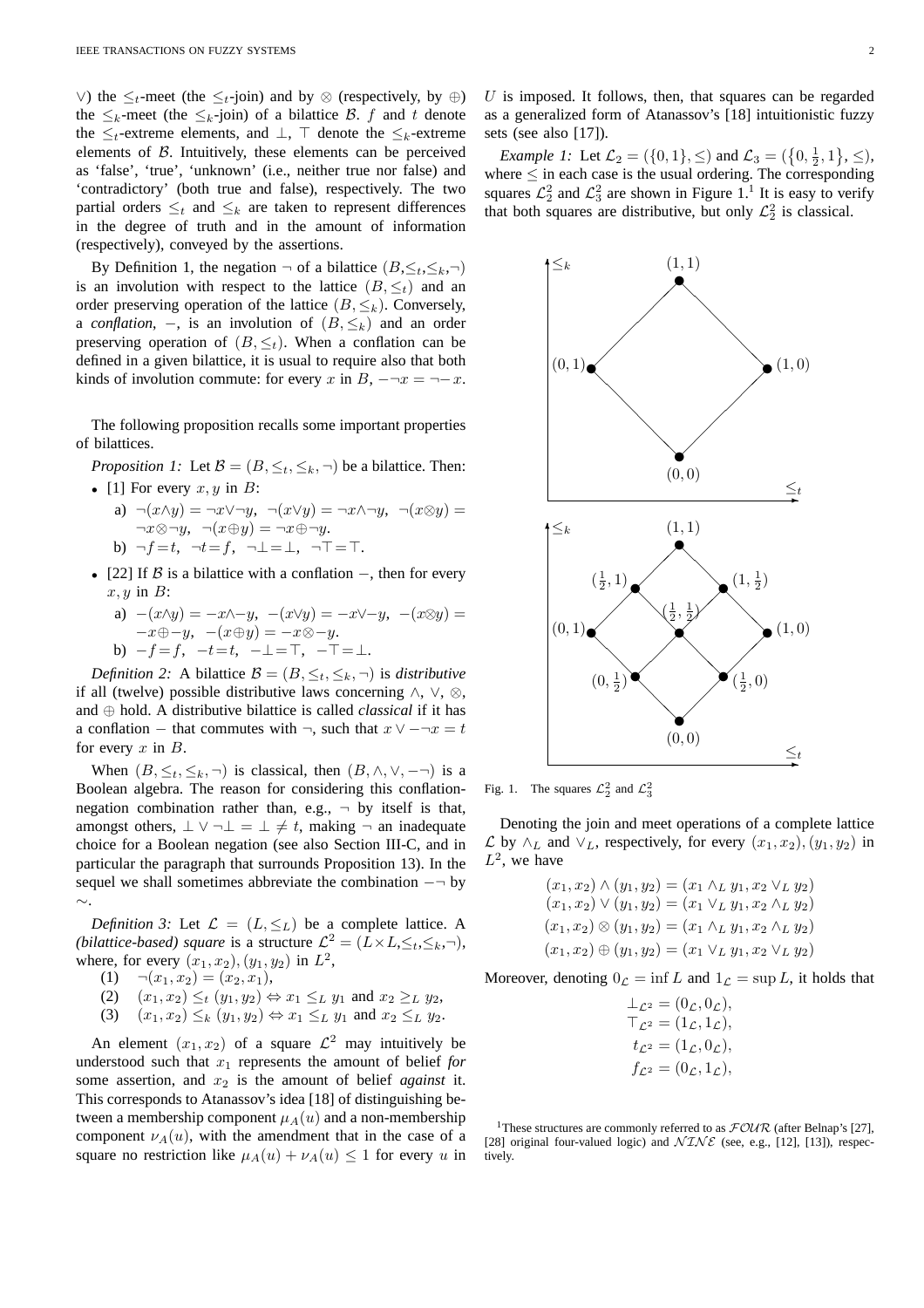$\vee$) the $\leq_t$-meet (the $\leq_t$-join) and by $\otimes$ (respectively, by $\oplus$) the $\leq_k$-meet (the $\leq_k$-join) of a bilattice $\mathcal{B}$. $f$ and $t$ denote the $\leq_t$-extreme elements, and $\bot$, $\top$ denote the $\leq_k$-extreme elements of $\mathcal{B}$. Intuitively, these elements can be perceived as 'false', 'true', 'unknown' (i.e., neither true nor false) and 'contradictory' (both true and false), respectively. The two partial orders $\leq_t$ and $\leq_k$ are taken to represent differences in the degree of truth and in the amount of information (respectively), conveyed by the assertions.

By Definition 1, the negation $\neg$ of a bilattice $(B,\leq_t,\leq_k,\neg)$ is an involution with respect to the lattice $(B,\leq_t)$ and an order preserving operation of the lattice $(B,\leq_k)$. Conversely, a *conflation*, $-$, is an involution of $(B,\leq_k)$ and an order preserving operation of $(B,\leq_t)$. When a conflation can be defined in a given bilattice, it is usual to require also that both kinds of involution commute: for every $x$ in $B$, $-\neg x = \neg - x$.

The following proposition recalls some important properties of bilattices.

*Proposition 1:* Let $\mathcal{B} = (B,\leq_t,\leq_k,\neg)$ be a bilattice. Then:

- [1] For every $x, y$ in $B$:
  a) $\neg(x\wedge y) = \neg x\vee\neg y$, $\neg(x\vee y) = \neg x\wedge\neg y$, $\neg(x\otimes y) = \neg x\otimes\neg y$, $\neg(x\oplus y) = \neg x\oplus\neg y$.
  b) $\neg f = t$, $\neg t = f$, $\neg\bot = \bot$, $\neg\top = \top$.
- [22] If $\mathcal{B}$ is a bilattice with a conflation $-$, then for every $x, y$ in $B$:
  a) $-(x\wedge y) = -x\wedge - y$, $-(x\vee y) = -x\vee - y$, $-(x\otimes y) = -x\oplus - y$, $-(x\oplus y) = -x\otimes - y$.
  b) $-f = f$, $-t = t$, $-\bot = \top$, $-\top = \bot$.

*Definition 2:* A bilattice $\mathcal{B} = (B,\leq_t,\leq_k,\neg)$ is *distributive* if all (twelve) possible distributive laws concerning $\wedge$, $\vee$, $\otimes$, and $\oplus$ hold. A distributive bilattice is called *classical* if it has a conflation $-$ that commutes with $\neg$, such that $x \vee -\neg x = t$ for every $x$ in $B$.

When $(B,\leq_t,\leq_k,\neg)$ is classical, then $(B,\wedge,\vee,-\neg)$ is a Boolean algebra. The reason for considering this conflation-negation combination rather than, e.g., $\neg$ by itself is that, amongst others, $\bot \vee \neg\bot = \bot \neq t$, making $\neg$ an inadequate choice for a Boolean negation (see also Section III-C, and in particular the paragraph that surrounds Proposition 13). In the sequel we shall sometimes abbreviate the combination $-\neg$ by $\sim$.

*Definition 3:* Let $\mathcal{L} = (L,\leq_L)$ be a complete lattice. A *(bilattice-based) square* is a structure $\mathcal{L}^2 = (L\times L,\leq_t,\leq_k,\neg)$, where, for every $(x_1,x_2),(y_1,y_2)$ in $L^2$,

(1) $\neg(x_1,x_2) = (x_2,x_1)$,

(2) $(x_1,x_2) \leq_t (y_1,y_2) \Leftrightarrow x_1 \leq_L y_1$ and $x_2 \geq_L y_2$,

(3) $(x_1,x_2) \leq_k (y_1,y_2) \Leftrightarrow x_1 \leq_L y_1$ and $x_2 \leq_L y_2$.

An element $(x_1,x_2)$ of a square $\mathcal{L}^2$ may intuitively be understood such that $x_1$ represents the amount of belief *for* some assertion, and $x_2$ is the amount of belief *against* it. This corresponds to Atanassov's idea [18] of distinguishing between a membership component $\mu_A(u)$ and a non-membership component $\nu_A(u)$, with the amendment that in the case of a square no restriction like $\mu_A(u) + \nu_A(u) \leq 1$ for every $u$ in $U$ is imposed. It follows, then, that squares can be regarded as a generalized form of Atanassov's [18] intuitionistic fuzzy sets (see also [17]).

*Example 1:* Let $\mathcal{L}_2 = (\{0,1\},\leq)$ and $\mathcal{L}_3 = (\{0,\frac{1}{2},1\},\leq)$, where $\leq$ in each case is the usual ordering. The corresponding squares $\mathcal{L}_2^2$ and $\mathcal{L}_3^2$ are shown in Figure 1.[1] It is easy to verify that both squares are distributive, but only $\mathcal{L}_2^2$ is classical.

Fig. 1. The squares $\mathcal{L}_2^2$ and $\mathcal{L}_3^2$

Denoting the join and meet operations of a complete lattice $\mathcal{L}$ by $\wedge_L$ and $\vee_L$, respectively, for every $(x_1,x_2),(y_1,y_2)$ in $L^2$, we have

$$
\begin{aligned}
(x_1,x_2) \wedge (y_1,y_2) &= (x_1 \wedge_L y_1, x_2 \vee_L y_2)\\
(x_1,x_2) \vee (y_1,y_2) &= (x_1 \vee_L y_1, x_2 \wedge_L y_2)\\
(x_1,x_2) \otimes (y_1,y_2) &= (x_1 \wedge_L y_1, x_2 \wedge_L y_2)\\
(x_1,x_2) \oplus (y_1,y_2) &= (x_1 \vee_L y_1, x_2 \vee_L y_2)
\end{aligned}
$$

Moreover, denoting $0_{\mathcal{L}} = \inf L$ and $1_{\mathcal{L}} = \sup L$, it holds that

$$
\begin{aligned}
\bot_{\mathcal{L}^2} &= (0_{\mathcal{L}}, 0_{\mathcal{L}}),\\
\top_{\mathcal{L}^2} &= (1_{\mathcal{L}}, 1_{\mathcal{L}}),\\
t_{\mathcal{L}^2} &= (1_{\mathcal{L}}, 0_{\mathcal{L}}),\\
f_{\mathcal{L}^2} &= (0_{\mathcal{L}}, 1_{\mathcal{L}}),
\end{aligned}
$$

[1] These structures are commonly referred to as $\mathcal{FOUR}$ (after Belnap's [27], [28] original four-valued logic) and $\mathcal{NINE}$ (see, e.g., [12], [13]), respectively.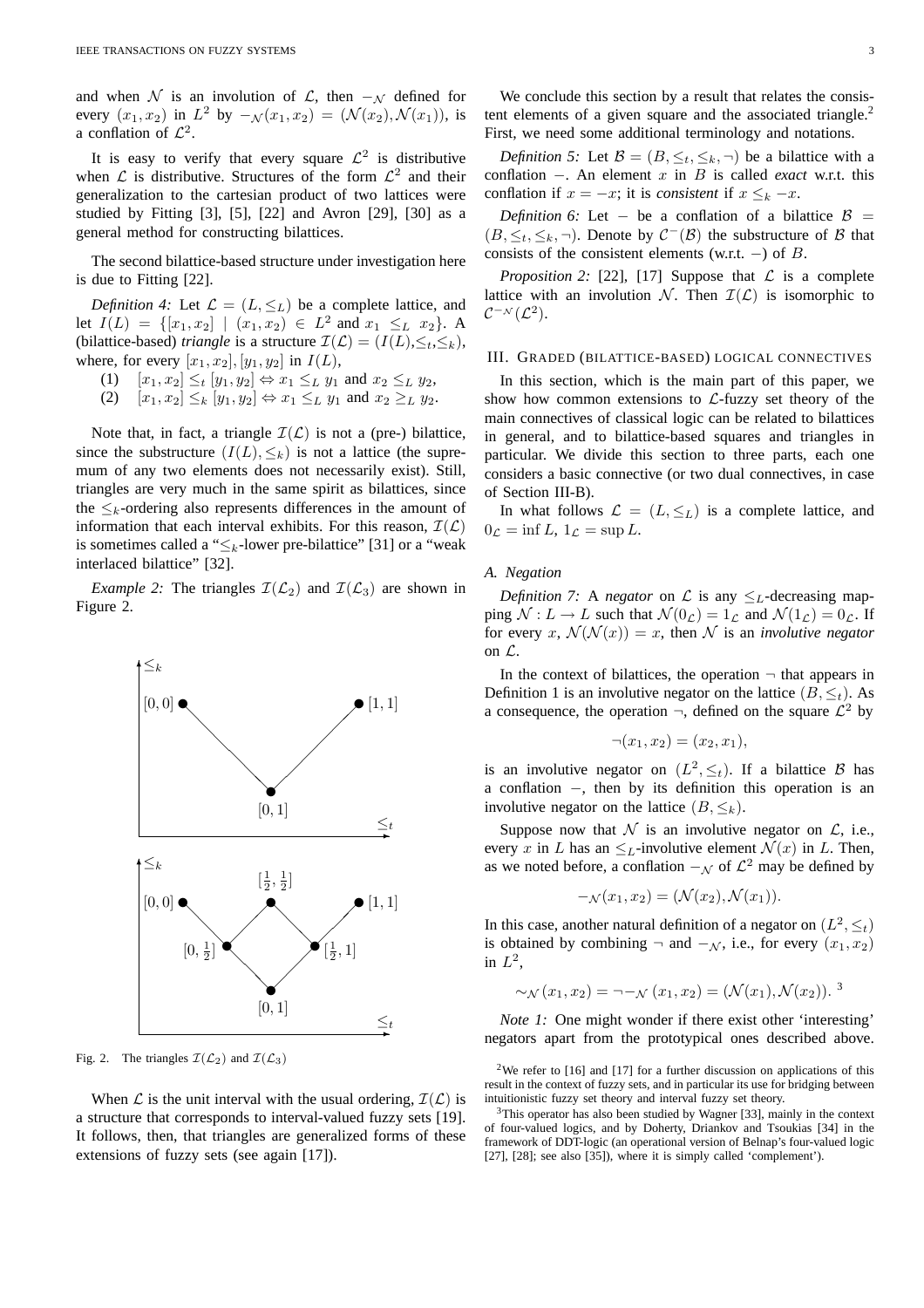and when $\mathcal{N}$ is an involution of $\mathcal{L}$, then $-_{\mathcal{N}}$ defined for every $(x_1, x_2)$ in $L^2$ by $-_{\mathcal{N}}(x_1, x_2) = (\mathcal{N}(x_2), \mathcal{N}(x_1))$, is a conflation of $\mathcal{L}^2$.

It is easy to verify that every square $\mathcal{L}^2$ is distributive when $\mathcal{L}$ is distributive. Structures of the form $\mathcal{L}^2$ and their generalization to the cartesian product of two lattices were studied by Fitting [3], [5], [22] and Avron [29], [30] as a general method for constructing bilattices.

The second bilattice-based structure under investigation here is due to Fitting [22].

*Definition 4:* Let $\mathcal{L} = (L, \leq_L)$ be a complete lattice, and let $I(L) = \{[x_1, x_2] \mid (x_1, x_2) \in L^2 \text{ and } x_1 \leq_L x_2\}$. A (bilattice-based) *triangle* is a structure $\mathcal{I}(\mathcal{L}) = (I(L), \leq_t, \leq_k)$, where, for every $[x_1, x_2], [y_1, y_2]$ in $I(L)$,

(1) $[x_1, x_2] \leq_t [y_1, y_2] \Leftrightarrow x_1 \leq_L y_1$ and $x_2 \leq_L y_2$,

(2) $[x_1, x_2] \leq_k [y_1, y_2] \Leftrightarrow x_1 \leq_L y_1$ and $x_2 \geq_L y_2$.

Note that, in fact, a triangle $\mathcal{I}(\mathcal{L})$ is not a (pre-) bilattice, since the substructure $(I(L), \leq_k)$ is not a lattice (the supremum of any two elements does not necessarily exist). Still, triangles are very much in the same spirit as bilattices, since the $\leq_k$-ordering also represents differences in the amount of information that each interval exhibits. For this reason, $\mathcal{I}(\mathcal{L})$ is sometimes called a "$\leq_k$-lower pre-bilattice" [31] or a "weak interlaced bilattice" [32].

*Example 2:* The triangles $\mathcal{I}(\mathcal{L}_2)$ and $\mathcal{I}(\mathcal{L}_3)$ are shown in Figure 2.

Fig. 2. The triangles $\mathcal{I}(\mathcal{L}_2)$ and $\mathcal{I}(\mathcal{L}_3)$

When $\mathcal{L}$ is the unit interval with the usual ordering, $\mathcal{I}(\mathcal{L})$ is a structure that corresponds to interval-valued fuzzy sets [19]. It follows, then, that triangles are generalized forms of these extensions of fuzzy sets (see again [17]).

We conclude this section by a result that relates the consistent elements of a given square and the associated triangle.[2] First, we need some additional terminology and notations.

*Definition 5:* Let $\mathcal{B} = (B, \leq_t, \leq_k, \neg)$ be a bilattice with a conflation $-$. An element $x$ in $B$ is called *exact* w.r.t. this conflation if $x = -x$; it is *consistent* if $x \leq_k -x$.

*Definition 6:* Let $-$ be a conflation of a bilattice $\mathcal{B} = (B, \leq_t, \leq_k, \neg)$. Denote by $\mathcal{C}^{-}(\mathcal{B})$ the substructure of $\mathcal{B}$ that consists of the consistent elements (w.r.t. $-$) of $B$.

*Proposition 2:* [22], [17] Suppose that $\mathcal{L}$ is a complete lattice with an involution $\mathcal{N}$. Then $\mathcal{I}(\mathcal{L})$ is isomorphic to $\mathcal{C}^{-_{\mathcal{N}}}(\mathcal{L}^2)$.

## III. Graded (bilattice-based) logical connectives

In this section, which is the main part of this paper, we show how common extensions to $\mathcal{L}$-fuzzy set theory of the main connectives of classical logic can be related to bilattices in general, and to bilattice-based squares and triangles in particular. We divide this section to three parts, each one considers a basic connective (or two dual connectives, in case of Section III-B).

In what follows $\mathcal{L} = (L, \leq_L)$ is a complete lattice, and $0_{\mathcal{L}} = \inf L$, $1_{\mathcal{L}} = \sup L$.

### A. Negation

*Definition 7:* A *negator* on $\mathcal{L}$ is any $\leq_L$-decreasing mapping $\mathcal{N} : L \to L$ such that $\mathcal{N}(0_{\mathcal{L}}) = 1_{\mathcal{L}}$ and $\mathcal{N}(1_{\mathcal{L}}) = 0_{\mathcal{L}}$. If for every $x$, $\mathcal{N}(\mathcal{N}(x)) = x$, then $\mathcal{N}$ is an *involutive negator* on $\mathcal{L}$.

In the context of bilattices, the operation $\neg$ that appears in Definition 1 is an involutive negator on the lattice $(B, \leq_t)$. As a consequence, the operation $\neg$, defined on the square $\mathcal{L}^2$ by

$$\neg(x_1, x_2) = (x_2, x_1),$$

is an involutive negator on $(L^2, \leq_t)$. If a bilattice $\mathcal{B}$ has a conflation $-$, then by its definition this operation is an involutive negator on the lattice $(B, \leq_k)$.

Suppose now that $\mathcal{N}$ is an involutive negator on $\mathcal{L}$, i.e., every $x$ in $L$ has an $\leq_L$-involutive element $\mathcal{N}(x)$ in $L$. Then, as we noted before, a conflation $-_{\mathcal{N}}$ of $\mathcal{L}^2$ may be defined by

$$-_{\mathcal{N}}(x_1, x_2) = (\mathcal{N}(x_2), \mathcal{N}(x_1)).$$

In this case, another natural definition of a negator on $(L^2, \leq_t)$ is obtained by combining $\neg$ and $-_{\mathcal{N}}$, i.e., for every $(x_1, x_2)$ in $L^2$,

$$\sim_{\mathcal{N}}(x_1, x_2) = \neg -_{\mathcal{N}}(x_1, x_2) = (\mathcal{N}(x_1), \mathcal{N}(x_2)).$$ [3]

*Note 1:* One might wonder if there exist other 'interesting' negators apart from the prototypical ones described above.

[2] We refer to [16] and [17] for a further discussion on applications of this result in the context of fuzzy sets, and in particular its use for bridging between intuitionistic fuzzy set theory and interval fuzzy set theory.

[3] This operator has also been studied by Wagner [33], mainly in the context of four-valued logics, and by Doherty, Driankov and Tsoukias [34] in the framework of DDT-logic (an operational version of Belnap's four-valued logic [27], [28]; see also [35]), where it is simply called 'complement').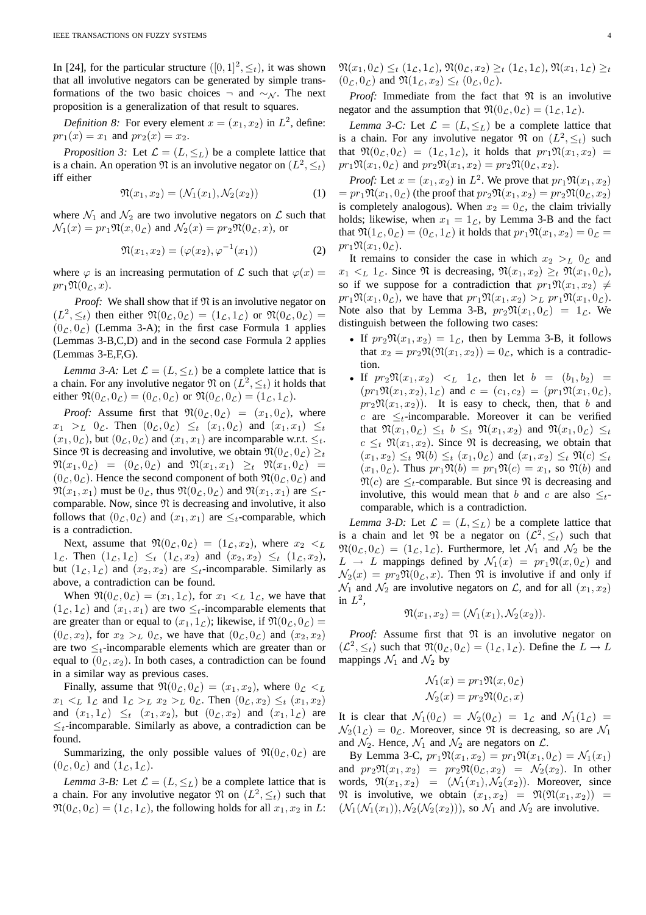In [24], for the particular structure $([0,1]^2, \leq_t)$, it was shown that all involutive negators can be generated by simple transformations of the two basic choices $\neg$ and $\sim_{\mathcal{N}}$. The next proposition is a generalization of that result to squares.

*Definition 8:* For every element $x = (x_1, x_2)$ in $L^2$, define: $pr_1(x) = x_1$ and $pr_2(x) = x_2$.

*Proposition 3:* Let $\mathcal{L} = (L, \leq_L)$ be a complete lattice that is a chain. An operation $\mathfrak{N}$ is an involutive negator on $(L^2, \leq_t)$ iff either

$$\mathfrak{N}(x_1, x_2) = (\mathcal{N}_1(x_1), \mathcal{N}_2(x_2)) \tag{1}$$

where $\mathcal{N}_1$ and $\mathcal{N}_2$ are two involutive negators on $\mathcal{L}$ such that $\mathcal{N}_1(x) = pr_1\mathfrak{N}(x, 0_\mathcal{L})$ and $\mathcal{N}_2(x) = pr_2\mathfrak{N}(0_\mathcal{L}, x)$, or

$$\mathfrak{N}(x_1, x_2) = (\varphi(x_2), \varphi^{-1}(x_1)) \tag{2}$$

where $\varphi$ is an increasing permutation of $\mathcal{L}$ such that $\varphi(x) = pr_1\mathfrak{N}(0_\mathcal{L}, x)$.

*Proof:* We shall show that if $\mathfrak{N}$ is an involutive negator on $(L^2, \leq_t)$ then either $\mathfrak{N}(0_\mathcal{L}, 0_\mathcal{L}) = (1_\mathcal{L}, 1_\mathcal{L})$ or $\mathfrak{N}(0_\mathcal{L}, 0_\mathcal{L}) = (0_\mathcal{L}, 0_\mathcal{L})$ (Lemma 3-A); in the first case Formula 1 applies (Lemmas 3-B,C,D) and in the second case Formula 2 applies (Lemmas 3-E,F,G).

*Lemma 3-A:* Let $\mathcal{L} = (L, \leq_L)$ be a complete lattice that is a chain. For any involutive negator $\mathfrak{N}$ on $(L^2, \leq_t)$ it holds that either $\mathfrak{N}(0_\mathcal{L}, 0_\mathcal{L}) = (0_\mathcal{L}, 0_\mathcal{L})$ or $\mathfrak{N}(0_\mathcal{L}, 0_\mathcal{L}) = (1_\mathcal{L}, 1_\mathcal{L})$.

*Proof:* Assume first that $\mathfrak{N}(0_\mathcal{L}, 0_\mathcal{L}) = (x_1, 0_\mathcal{L})$, where $x_1 >_L 0_\mathcal{L}$. Then $(0_\mathcal{L}, 0_\mathcal{L}) \leq_t (x_1, 0_\mathcal{L})$ and $(x_1, x_1) \leq_t (x_1, 0_\mathcal{L})$, but $(0_\mathcal{L}, 0_\mathcal{L})$ and $(x_1, x_1)$ are incomparable w.r.t. $\leq_t$. Since $\mathfrak{N}$ is decreasing and involutive, we obtain $\mathfrak{N}(0_\mathcal{L}, 0_\mathcal{L}) \geq_t \mathfrak{N}(x_1, 0_\mathcal{L}) = (0_\mathcal{L}, 0_\mathcal{L})$ and $\mathfrak{N}(x_1, x_1) \geq_t \mathfrak{N}(x_1, 0_\mathcal{L}) = (0_\mathcal{L}, 0_\mathcal{L})$. Hence the second component of both $\mathfrak{N}(0_\mathcal{L}, 0_\mathcal{L})$ and $\mathfrak{N}(x_1, x_1)$ must be $0_\mathcal{L}$, thus $\mathfrak{N}(0_\mathcal{L}, 0_\mathcal{L})$ and $\mathfrak{N}(x_1, x_1)$ are $\leq_t$-comparable. Now, since $\mathfrak{N}$ is decreasing and involutive, it also follows that $(0_\mathcal{L}, 0_\mathcal{L})$ and $(x_1, x_1)$ are $\leq_t$-comparable, which is a contradiction.

Next, assume that $\mathfrak{N}(0_\mathcal{L}, 0_\mathcal{L}) = (1_\mathcal{L}, x_2)$, where $x_2 <_L 1_\mathcal{L}$. Then $(1_\mathcal{L}, 1_\mathcal{L}) \leq_t (1_\mathcal{L}, x_2)$ and $(x_2, x_2) \leq_t (1_\mathcal{L}, x_2)$, but $(1_\mathcal{L}, 1_\mathcal{L})$ and $(x_2, x_2)$ are $\leq_t$-incomparable. Similarly as above, a contradiction can be found.

When $\mathfrak{N}(0_\mathcal{L}, 0_\mathcal{L}) = (x_1, 1_\mathcal{L})$, for $x_1 <_L 1_\mathcal{L}$, we have that $(1_\mathcal{L}, 1_\mathcal{L})$ and $(x_1, x_1)$ are two $\leq_t$-incomparable elements that are greater than or equal to $(x_1, 1_\mathcal{L})$; likewise, if $\mathfrak{N}(0_\mathcal{L}, 0_\mathcal{L}) = (0_\mathcal{L}, x_2)$, for $x_2 >_L 0_\mathcal{L}$, we have that $(0_\mathcal{L}, 0_\mathcal{L})$ and $(x_2, x_2)$ are two $\leq_t$-incomparable elements which are greater than or equal to $(0_\mathcal{L}, x_2)$. In both cases, a contradiction can be found in a similar way as previous cases.

Finally, assume that $\mathfrak{N}(0_\mathcal{L}, 0_\mathcal{L}) = (x_1, x_2)$, where $0_\mathcal{L} <_L x_1 <_L 1_\mathcal{L}$ and $1_\mathcal{L} >_L x_2 >_L 0_\mathcal{L}$. Then $(0_\mathcal{L}, x_2) \leq_t (x_1, x_2)$ and $(x_1, 1_\mathcal{L}) \leq_t (x_1, x_2)$, but $(0_\mathcal{L}, x_2)$ and $(x_1, 1_\mathcal{L})$ are $\leq_t$-incomparable. Similarly as above, a contradiction can be found.

Summarizing, the only possible values of $\mathfrak{N}(0_\mathcal{L}, 0_\mathcal{L})$ are $(0_\mathcal{L}, 0_\mathcal{L})$ and $(1_\mathcal{L}, 1_\mathcal{L})$.

*Lemma 3-B:* Let $\mathcal{L} = (L, \leq_L)$ be a complete lattice that is a chain. For any involutive negator $\mathfrak{N}$ on $(L^2, \leq_t)$ such that $\mathfrak{N}(0_\mathcal{L}, 0_\mathcal{L}) = (1_\mathcal{L}, 1_\mathcal{L})$, the following holds for all $x_1, x_2$ in $L$: $\mathfrak{N}(x_1, 0_\mathcal{L}) \leq_t (1_\mathcal{L}, 1_\mathcal{L})$, $\mathfrak{N}(0_\mathcal{L}, x_2) \geq_t (1_\mathcal{L}, 1_\mathcal{L})$, $\mathfrak{N}(x_1, 1_\mathcal{L}) \geq_t (0_\mathcal{L}, 0_\mathcal{L})$ and $\mathfrak{N}(1_\mathcal{L}, x_2) \leq_t (0_\mathcal{L}, 0_\mathcal{L})$.

*Proof:* Immediate from the fact that $\mathfrak{N}$ is an involutive negator and the assumption that $\mathfrak{N}(0_\mathcal{L}, 0_\mathcal{L}) = (1_\mathcal{L}, 1_\mathcal{L})$.

*Lemma 3-C:* Let $\mathcal{L} = (L, \leq_L)$ be a complete lattice that is a chain. For any involutive negator $\mathfrak{N}$ on $(L^2, \leq_t)$ such that $\mathfrak{N}(0_\mathcal{L}, 0_\mathcal{L}) = (1_\mathcal{L}, 1_\mathcal{L})$, it holds that $pr_1\mathfrak{N}(x_1, x_2) = pr_1\mathfrak{N}(x_1, 0_\mathcal{L})$ and $pr_2\mathfrak{N}(x_1, x_2) = pr_2\mathfrak{N}(0_\mathcal{L}, x_2)$.

*Proof:* Let $x = (x_1, x_2)$ in $L^2$. We prove that $pr_1\mathfrak{N}(x_1, x_2) = pr_1\mathfrak{N}(x_1, 0_\mathcal{L})$ (the proof that $pr_2\mathfrak{N}(x_1, x_2) = pr_2\mathfrak{N}(0_\mathcal{L}, x_2)$ is completely analogous). When $x_2 = 0_\mathcal{L}$, the claim trivially holds; likewise, when $x_1 = 1_\mathcal{L}$, by Lemma 3-B and the fact that $\mathfrak{N}(1_\mathcal{L}, 0_\mathcal{L}) = (0_\mathcal{L}, 1_\mathcal{L})$ it holds that $pr_1\mathfrak{N}(x_1, x_2) = 0_\mathcal{L} = pr_1\mathfrak{N}(x_1, 0_\mathcal{L})$.

It remains to consider the case in which $x_2 >_L 0_\mathcal{L}$ and $x_1 <_L 1_\mathcal{L}$. Since $\mathfrak{N}$ is decreasing, $\mathfrak{N}(x_1, x_2) \geq_t \mathfrak{N}(x_1, 0_\mathcal{L})$, so if we suppose for a contradiction that $pr_1\mathfrak{N}(x_1, x_2) \neq pr_1\mathfrak{N}(x_1, 0_\mathcal{L})$, we have that $pr_1\mathfrak{N}(x_1, x_2) >_L pr_1\mathfrak{N}(x_1, 0_\mathcal{L})$. Note also that by Lemma 3-B, $pr_2\mathfrak{N}(x_1, 0_\mathcal{L}) = 1_\mathcal{L}$. We distinguish between the following two cases:

- If $pr_2\mathfrak{N}(x_1, x_2) = 1_\mathcal{L}$, then by Lemma 3-B, it follows that $x_2 = pr_2\mathfrak{N}(\mathfrak{N}(x_1, x_2)) = 0_\mathcal{L}$, which is a contradiction.
- If $pr_2\mathfrak{N}(x_1, x_2) <_L 1_\mathcal{L}$, then let $b = (b_1, b_2) = (pr_1\mathfrak{N}(x_1, x_2), 1_\mathcal{L})$ and $c = (c_1, c_2) = (pr_1\mathfrak{N}(x_1, 0_\mathcal{L}), pr_2\mathfrak{N}(x_1, x_2))$. It is easy to check, then, that $b$ and $c$ are $\leq_t$-incomparable. Moreover it can be verified that $\mathfrak{N}(x_1, 0_\mathcal{L}) \leq_t b \leq_t \mathfrak{N}(x_1, x_2)$ and $\mathfrak{N}(x_1, 0_\mathcal{L}) \leq_t c \leq_t \mathfrak{N}(x_1, x_2)$. Since $\mathfrak{N}$ is decreasing, we obtain that $(x_1, x_2) \leq_t \mathfrak{N}(b) \leq_t (x_1, 0_\mathcal{L})$ and $(x_1, x_2) \leq_t \mathfrak{N}(c) \leq_t (x_1, 0_\mathcal{L})$. Thus $pr_1\mathfrak{N}(b) = pr_1\mathfrak{N}(c) = x_1$, so $\mathfrak{N}(b)$ and $\mathfrak{N}(c)$ are $\leq_t$-comparable. But since $\mathfrak{N}$ is decreasing and involutive, this would mean that $b$ and $c$ are also $\leq_t$-comparable, which is a contradiction.

*Lemma 3-D:* Let $\mathcal{L} = (L, \leq_L)$ be a complete lattice that is a chain and let $\mathfrak{N}$ be a negator on $(\mathcal{L}^2, \leq_t)$ such that $\mathfrak{N}(0_\mathcal{L}, 0_\mathcal{L}) = (1_\mathcal{L}, 1_\mathcal{L})$. Furthermore, let $\mathcal{N}_1$ and $\mathcal{N}_2$ be the $L \to L$ mappings defined by $\mathcal{N}_1(x) = pr_1\mathfrak{N}(x, 0_\mathcal{L})$ and $\mathcal{N}_2(x) = pr_2\mathfrak{N}(0_\mathcal{L}, x)$. Then $\mathfrak{N}$ is involutive if and only if $\mathcal{N}_1$ and $\mathcal{N}_2$ are involutive negators on $\mathcal{L}$, and for all $(x_1, x_2)$ in $L^2$,

$$\mathfrak{N}(x_1, x_2) = (\mathcal{N}_1(x_1), \mathcal{N}_2(x_2)).$$

*Proof:* Assume first that $\mathfrak{N}$ is an involutive negator on $(\mathcal{L}^2, \leq_t)$ such that $\mathfrak{N}(0_\mathcal{L}, 0_\mathcal{L}) = (1_\mathcal{L}, 1_\mathcal{L})$. Define the $L \to L$ mappings $\mathcal{N}_1$ and $\mathcal{N}_2$ by

$$\mathcal{N}_1(x) = pr_1\mathfrak{N}(x, 0_\mathcal{L})$$
$$\mathcal{N}_2(x) = pr_2\mathfrak{N}(0_\mathcal{L}, x)$$

It is clear that $\mathcal{N}_1(0_\mathcal{L}) = \mathcal{N}_2(0_\mathcal{L}) = 1_\mathcal{L}$ and $\mathcal{N}_1(1_\mathcal{L}) = \mathcal{N}_2(1_\mathcal{L}) = 0_\mathcal{L}$. Moreover, since $\mathfrak{N}$ is decreasing, so are $\mathcal{N}_1$ and $\mathcal{N}_2$. Hence, $\mathcal{N}_1$ and $\mathcal{N}_2$ are negators on $\mathcal{L}$.

By Lemma 3-C, $pr_1\mathfrak{N}(x_1, x_2) = pr_1\mathfrak{N}(x_1, 0_\mathcal{L}) = \mathcal{N}_1(x_1)$ and $pr_2\mathfrak{N}(x_1, x_2) = pr_2\mathfrak{N}(0_\mathcal{L}, x_2) = \mathcal{N}_2(x_2)$. In other words, $\mathfrak{N}(x_1, x_2) = (\mathcal{N}_1(x_1), \mathcal{N}_2(x_2))$. Moreover, since $\mathfrak{N}$ is involutive, we obtain $(x_1, x_2) = \mathfrak{N}(\mathfrak{N}(x_1, x_2)) = (\mathcal{N}_1(\mathcal{N}_1(x_1)), \mathcal{N}_2(\mathcal{N}_2(x_2)))$, so $\mathcal{N}_1$ and $\mathcal{N}_2$ are involutive.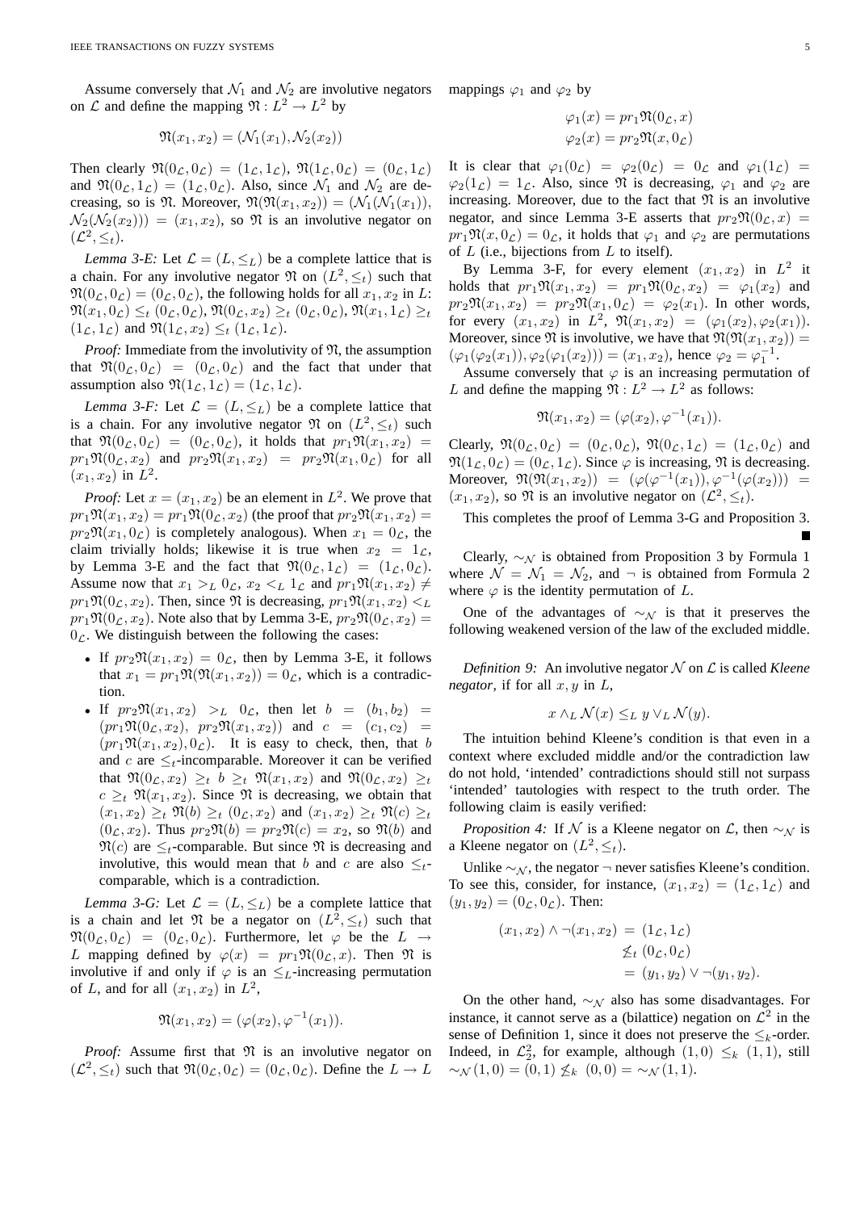Assume conversely that $\mathcal{N}_1$ and $\mathcal{N}_2$ are involutive negators on $\mathcal{L}$ and define the mapping $\mathfrak{N} : L^2 \to L^2$ by

$$\mathfrak{N}(x_1, x_2) = (\mathcal{N}_1(x_1), \mathcal{N}_2(x_2))$$

Then clearly $\mathfrak{N}(0_\mathcal{L}, 0_\mathcal{L}) = (1_\mathcal{L}, 1_\mathcal{L})$, $\mathfrak{N}(1_\mathcal{L}, 0_\mathcal{L}) = (0_\mathcal{L}, 1_\mathcal{L})$ and $\mathfrak{N}(0_\mathcal{L}, 1_\mathcal{L}) = (1_\mathcal{L}, 0_\mathcal{L})$. Also, since $\mathcal{N}_1$ and $\mathcal{N}_2$ are decreasing, so is $\mathfrak{N}$. Moreover, $\mathfrak{N}(\mathfrak{N}(x_1, x_2)) = (\mathcal{N}_1(\mathcal{N}_1(x_1)), \mathcal{N}_2(\mathcal{N}_2(x_2))) = (x_1, x_2)$, so $\mathfrak{N}$ is an involutive negator on $(\mathcal{L}^2, \leq_t)$.

*Lemma 3-E:* Let $\mathcal{L} = (L, \leq_L)$ be a complete lattice that is a chain. For any involutive negator $\mathfrak{N}$ on $(L^2, \leq_t)$ such that $\mathfrak{N}(0_\mathcal{L}, 0_\mathcal{L}) = (0_\mathcal{L}, 0_\mathcal{L})$, the following holds for all $x_1, x_2$ in $L$: $\mathfrak{N}(x_1, 0_\mathcal{L}) \leq_t (0_\mathcal{L}, 0_\mathcal{L})$, $\mathfrak{N}(0_\mathcal{L}, x_2) \geq_t (0_\mathcal{L}, 0_\mathcal{L})$, $\mathfrak{N}(x_1, 1_\mathcal{L}) \geq_t (1_\mathcal{L}, 1_\mathcal{L})$ and $\mathfrak{N}(1_\mathcal{L}, x_2) \leq_t (1_\mathcal{L}, 1_\mathcal{L})$.

*Proof:* Immediate from the involutivity of $\mathfrak{N}$, the assumption that $\mathfrak{N}(0_\mathcal{L}, 0_\mathcal{L}) = (0_\mathcal{L}, 0_\mathcal{L})$ and the fact that under that assumption also $\mathfrak{N}(1_\mathcal{L}, 1_\mathcal{L}) = (1_\mathcal{L}, 1_\mathcal{L})$.

*Lemma 3-F:* Let $\mathcal{L} = (L, \leq_L)$ be a complete lattice that is a chain. For any involutive negator $\mathfrak{N}$ on $(L^2, \leq_t)$ such that $\mathfrak{N}(0_\mathcal{L}, 0_\mathcal{L}) = (0_\mathcal{L}, 0_\mathcal{L})$, it holds that $pr_1\mathfrak{N}(x_1, x_2) = pr_1\mathfrak{N}(0_\mathcal{L}, x_2)$ and $pr_2\mathfrak{N}(x_1, x_2) = pr_2\mathfrak{N}(x_1, 0_\mathcal{L})$ for all $(x_1, x_2)$ in $L^2$.

*Proof:* Let $x = (x_1, x_2)$ be an element in $L^2$. We prove that $pr_1\mathfrak{N}(x_1, x_2) = pr_1\mathfrak{N}(0_\mathcal{L}, x_2)$ (the proof that $pr_2\mathfrak{N}(x_1, x_2) = pr_2\mathfrak{N}(x_1, 0_\mathcal{L})$ is completely analogous). When $x_1 = 0_\mathcal{L}$, the claim trivially holds; likewise it is true when $x_2 = 1_\mathcal{L}$, by Lemma 3-E and the fact that $\mathfrak{N}(0_\mathcal{L}, 1_\mathcal{L}) = (1_\mathcal{L}, 0_\mathcal{L})$. Assume now that $x_1 >_L 0_\mathcal{L}$, $x_2 <_L 1_\mathcal{L}$ and $pr_1\mathfrak{N}(x_1, x_2) \neq pr_1\mathfrak{N}(0_\mathcal{L}, x_2)$. Then, since $\mathfrak{N}$ is decreasing, $pr_1\mathfrak{N}(x_1, x_2) <_L pr_1\mathfrak{N}(0_\mathcal{L}, x_2)$. Note also that by Lemma 3-E, $pr_2\mathfrak{N}(0_\mathcal{L}, x_2) = 0_\mathcal{L}$. We distinguish between the following the cases:

- If $pr_2\mathfrak{N}(x_1, x_2) = 0_\mathcal{L}$, then by Lemma 3-E, it follows that $x_1 = pr_1\mathfrak{N}(\mathfrak{N}(x_1, x_2)) = 0_\mathcal{L}$, which is a contradiction.
- If $pr_2\mathfrak{N}(x_1, x_2) >_L 0_\mathcal{L}$, then let $b = (b_1, b_2) = (pr_1\mathfrak{N}(0_\mathcal{L}, x_2),\ pr_2\mathfrak{N}(x_1, x_2))$ and $c = (c_1, c_2) = (pr_1\mathfrak{N}(x_1, x_2), 0_\mathcal{L})$. It is easy to check, then, that $b$ and $c$ are $\leq_t$-incomparable. Moreover it can be verified that $\mathfrak{N}(0_\mathcal{L}, x_2) \geq_t b \geq_t \mathfrak{N}(x_1, x_2)$ and $\mathfrak{N}(0_\mathcal{L}, x_2) \geq_t c \geq_t \mathfrak{N}(x_1, x_2)$. Since $\mathfrak{N}$ is decreasing, we obtain that $(x_1, x_2) \geq_t \mathfrak{N}(b) \geq_t (0_\mathcal{L}, x_2)$ and $(x_1, x_2) \geq_t \mathfrak{N}(c) \geq_t (0_\mathcal{L}, x_2)$. Thus $pr_2\mathfrak{N}(b) = pr_2\mathfrak{N}(c) = x_2$, so $\mathfrak{N}(b)$ and $\mathfrak{N}(c)$ are $\leq_t$-comparable. But since $\mathfrak{N}$ is decreasing and involutive, this would mean that $b$ and $c$ are also $\leq_t$-comparable, which is a contradiction.

*Lemma 3-G:* Let $\mathcal{L} = (L, \leq_L)$ be a complete lattice that is a chain and let $\mathfrak{N}$ be a negator on $(L^2, \leq_t)$ such that $\mathfrak{N}(0_\mathcal{L}, 0_\mathcal{L}) = (0_\mathcal{L}, 0_\mathcal{L})$. Furthermore, let $\varphi$ be the $L \to L$ mapping defined by $\varphi(x) = pr_1\mathfrak{N}(0_\mathcal{L}, x)$. Then $\mathfrak{N}$ is involutive if and only if $\varphi$ is an $\leq_L$-increasing permutation of $L$, and for all $(x_1, x_2)$ in $L^2$,

$$\mathfrak{N}(x_1, x_2) = (\varphi(x_2), \varphi^{-1}(x_1)).$$

*Proof:* Assume first that $\mathfrak{N}$ is an involutive negator on $(\mathcal{L}^2, \leq_t)$ such that $\mathfrak{N}(0_\mathcal{L}, 0_\mathcal{L}) = (0_\mathcal{L}, 0_\mathcal{L})$. Define the $L \to L$ mappings $\varphi_1$ and $\varphi_2$ by

$$\varphi_1(x) = pr_1\mathfrak{N}(0_\mathcal{L}, x)$$
$$\varphi_2(x) = pr_2\mathfrak{N}(x, 0_\mathcal{L})$$

It is clear that $\varphi_1(0_\mathcal{L}) = \varphi_2(0_\mathcal{L}) = 0_\mathcal{L}$ and $\varphi_1(1_\mathcal{L}) = \varphi_2(1_\mathcal{L}) = 1_\mathcal{L}$. Also, since $\mathfrak{N}$ is decreasing, $\varphi_1$ and $\varphi_2$ are increasing. Moreover, due to the fact that $\mathfrak{N}$ is an involutive negator, and since Lemma 3-E asserts that $pr_2\mathfrak{N}(0_\mathcal{L}, x) = pr_1\mathfrak{N}(x, 0_\mathcal{L}) = 0_\mathcal{L}$, it holds that $\varphi_1$ and $\varphi_2$ are permutations of $L$ (i.e., bijections from $L$ to itself).

By Lemma 3-F, for every element $(x_1, x_2)$ in $L^2$ it holds that $pr_1\mathfrak{N}(x_1, x_2) = pr_1\mathfrak{N}(0_\mathcal{L}, x_2) = \varphi_1(x_2)$ and $pr_2\mathfrak{N}(x_1, x_2) = pr_2\mathfrak{N}(x_1, 0_\mathcal{L}) = \varphi_2(x_1)$. In other words, for every $(x_1, x_2)$ in $L^2$, $\mathfrak{N}(x_1, x_2) = (\varphi_1(x_2), \varphi_2(x_1))$. Moreover, since $\mathfrak{N}$ is involutive, we have that $\mathfrak{N}(\mathfrak{N}(x_1, x_2)) = (\varphi_1(\varphi_2(x_1)), \varphi_2(\varphi_1(x_2))) = (x_1, x_2)$, hence $\varphi_2 = \varphi_1^{-1}$.

Assume conversely that $\varphi$ is an increasing permutation of $L$ and define the mapping $\mathfrak{N} : L^2 \to L^2$ as follows:

$$\mathfrak{N}(x_1, x_2) = (\varphi(x_2), \varphi^{-1}(x_1)).$$

Clearly, $\mathfrak{N}(0_\mathcal{L}, 0_\mathcal{L}) = (0_\mathcal{L}, 0_\mathcal{L})$, $\mathfrak{N}(0_\mathcal{L}, 1_\mathcal{L}) = (1_\mathcal{L}, 0_\mathcal{L})$ and $\mathfrak{N}(1_\mathcal{L}, 0_\mathcal{L}) = (0_\mathcal{L}, 1_\mathcal{L})$. Since $\varphi$ is increasing, $\mathfrak{N}$ is decreasing. Moreover, $\mathfrak{N}(\mathfrak{N}(x_1, x_2)) = (\varphi(\varphi^{-1}(x_1)), \varphi^{-1}(\varphi(x_2))) = (x_1, x_2)$, so $\mathfrak{N}$ is an involutive negator on $(\mathcal{L}^2, \leq_t)$.

This completes the proof of Lemma 3-G and Proposition 3. ■

Clearly, $\sim_\mathcal{N}$ is obtained from Proposition 3 by Formula 1 where $\mathcal{N} = \mathcal{N}_1 = \mathcal{N}_2$, and $\neg$ is obtained from Formula 2 where $\varphi$ is the identity permutation of $L$.

One of the advantages of $\sim_\mathcal{N}$ is that it preserves the following weakened version of the law of the excluded middle.

*Definition 9:* An involutive negator $\mathcal{N}$ on $\mathcal{L}$ is called *Kleene negator*, if for all $x, y$ in $L$,

$$x \wedge_L \mathcal{N}(x) \leq_L y \vee_L \mathcal{N}(y).$$

The intuition behind Kleene's condition is that even in a context where excluded middle and/or the contradiction law do not hold, 'intended' contradictions should still not surpass 'intended' tautologies with respect to the truth order. The following claim is easily verified:

*Proposition 4:* If $\mathcal{N}$ is a Kleene negator on $\mathcal{L}$, then $\sim_\mathcal{N}$ is a Kleene negator on $(L^2, \leq_t)$.

Unlike $\sim_\mathcal{N}$, the negator $\neg$ never satisfies Kleene's condition. To see this, consider, for instance, $(x_1, x_2) = (1_\mathcal{L}, 1_\mathcal{L})$ and $(y_1, y_2) = (0_\mathcal{L}, 0_\mathcal{L})$. Then:

$$\begin{aligned}(x_1, x_2) \wedge \neg(x_1, x_2) &= (1_\mathcal{L}, 1_\mathcal{L}) \\ &\not\leq_t (0_\mathcal{L}, 0_\mathcal{L}) \\ &= (y_1, y_2) \vee \neg(y_1, y_2).\end{aligned}$$

On the other hand, $\sim_\mathcal{N}$ also has some disadvantages. For instance, it cannot serve as a (bilattice) negation on $\mathcal{L}^2$ in the sense of Definition 1, since it does not preserve the $\leq_k$-order. Indeed, in $\mathcal{L}_2^2$, for example, although $(1, 0) \leq_k (1, 1)$, still $\sim_\mathcal{N}(1, 0) = (0, 1) \not\leq_k (0, 0) = \sim_\mathcal{N}(1, 1)$.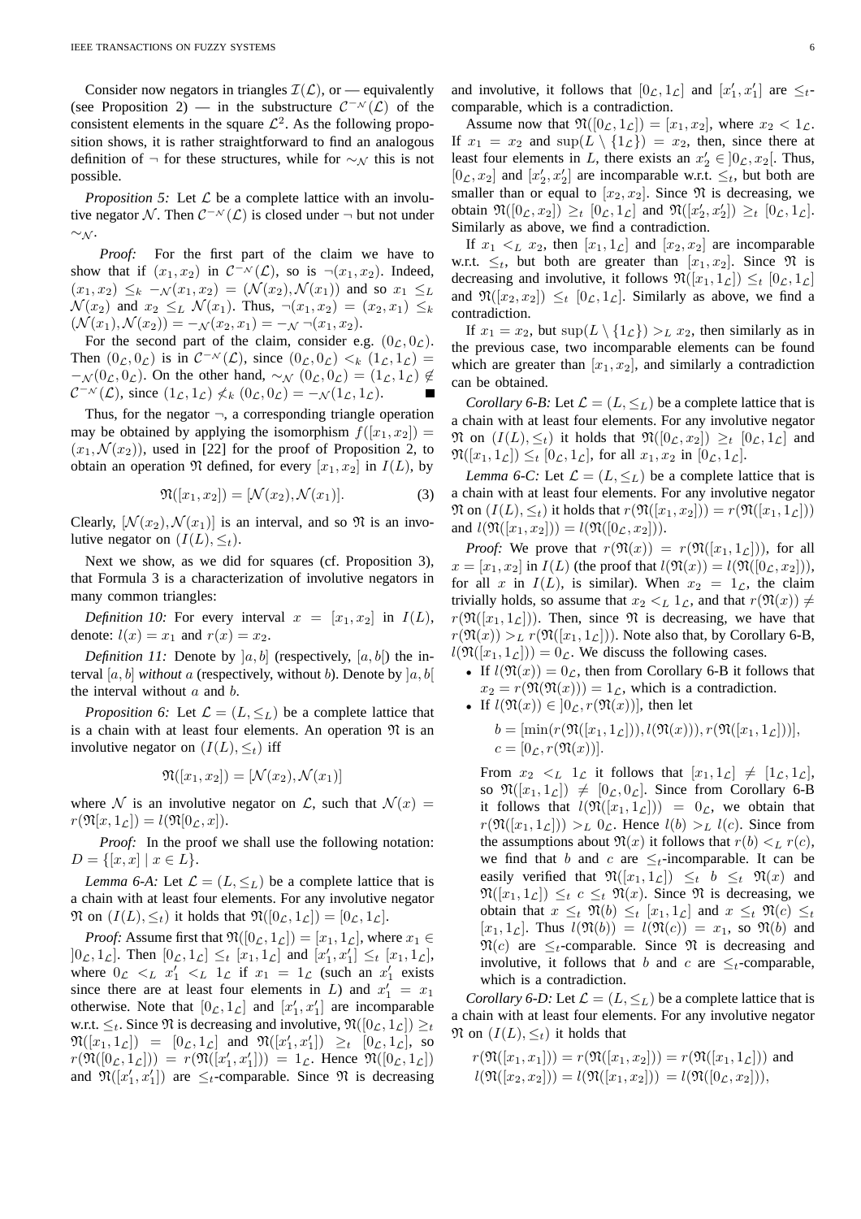Consider now negators in triangles $\mathcal{I}(\mathcal{L})$, or — equivalently (see Proposition 2) — in the substructure $\mathcal{C}^{-\mathcal{N}}(\mathcal{L})$ of the consistent elements in the square $\mathcal{L}^2$. As the following proposition shows, it is rather straightforward to find an analogous definition of $\neg$ for these structures, while for $\sim_{\mathcal{N}}$ this is not possible.

*Proposition 5:* Let $\mathcal{L}$ be a complete lattice with an involutive negator $\mathcal{N}$. Then $\mathcal{C}^{-\mathcal{N}}(\mathcal{L})$ is closed under $\neg$ but not under $\sim_{\mathcal{N}}$.

*Proof:* For the first part of the claim we have to show that if $(x_1, x_2)$ in $\mathcal{C}^{-\mathcal{N}}(\mathcal{L})$, so is $\neg(x_1, x_2)$. Indeed, $(x_1, x_2) \leq_k -_{\mathcal{N}}(x_1, x_2) = (\mathcal{N}(x_2), \mathcal{N}(x_1))$ and so $x_1 \leq_L \mathcal{N}(x_2)$ and $x_2 \leq_L \mathcal{N}(x_1)$. Thus, $\neg(x_1, x_2) = (x_2, x_1) \leq_k (\mathcal{N}(x_1), \mathcal{N}(x_2)) = -_{\mathcal{N}}(x_2, x_1) = -_{\mathcal{N}} \neg(x_1, x_2)$.

For the second part of the claim, consider e.g. $(0_\mathcal{L}, 0_\mathcal{L})$. Then $(0_\mathcal{L}, 0_\mathcal{L})$ is in $\mathcal{C}^{-\mathcal{N}}(\mathcal{L})$, since $(0_\mathcal{L}, 0_\mathcal{L}) <_k (1_\mathcal{L}, 1_\mathcal{L}) = -_{\mathcal{N}}(0_\mathcal{L}, 0_\mathcal{L})$. On the other hand, $\sim_{\mathcal{N}} (0_\mathcal{L}, 0_\mathcal{L}) = (1_\mathcal{L}, 1_\mathcal{L}) \notin \mathcal{C}^{-\mathcal{N}}(\mathcal{L})$, since $(1_\mathcal{L}, 1_\mathcal{L}) \not\leq_k (0_\mathcal{L}, 0_\mathcal{L}) = -_{\mathcal{N}}(1_\mathcal{L}, 1_\mathcal{L})$. ∎

Thus, for the negator $\neg$, a corresponding triangle operation may be obtained by applying the isomorphism $f([x_1, x_2]) = (x_1, \mathcal{N}(x_2))$, used in [22] for the proof of Proposition 2, to obtain an operation $\mathfrak{N}$ defined, for every $[x_1, x_2]$ in $I(L)$, by

$$\mathfrak{N}([x_1, x_2]) = [\mathcal{N}(x_2), \mathcal{N}(x_1)]. \tag{3}$$

Clearly, $[\mathcal{N}(x_2), \mathcal{N}(x_1)]$ is an interval, and so $\mathfrak{N}$ is an involutive negator on $(I(L), \leq_t)$.

Next we show, as we did for squares (cf. Proposition 3), that Formula 3 is a characterization of involutive negators in many common triangles:

*Definition 10:* For every interval $x = [x_1, x_2]$ in $I(L)$, denote: $l(x) = x_1$ and $r(x) = x_2$.

*Definition 11:* Denote by $]a, b]$ (respectively, $[a, b[$) the interval $[a, b]$ *without* $a$ (respectively, without $b$). Denote by $]a, b[$ the interval without $a$ and $b$.

*Proposition 6:* Let $\mathcal{L} = (L, \leq_L)$ be a complete lattice that is a chain with at least four elements. An operation $\mathfrak{N}$ is an involutive negator on $(I(L), \leq_t)$ iff

$$\mathfrak{N}([x_1, x_2]) = [\mathcal{N}(x_2), \mathcal{N}(x_1)]$$

where $\mathcal{N}$ is an involutive negator on $\mathcal{L}$, such that $\mathcal{N}(x) = r(\mathfrak{N}[x, 1_\mathcal{L}]) = l(\mathfrak{N}[0_\mathcal{L}, x])$.

*Proof:* In the proof we shall use the following notation: $D = \{[x, x] \mid x \in L\}$.

*Lemma 6-A:* Let $\mathcal{L} = (L, \leq_L)$ be a complete lattice that is a chain with at least four elements. For any involutive negator $\mathfrak{N}$ on $(I(L), \leq_t)$ it holds that $\mathfrak{N}([0_\mathcal{L}, 1_\mathcal{L}]) = [0_\mathcal{L}, 1_\mathcal{L}]$.

*Proof:* Assume first that $\mathfrak{N}([0_\mathcal{L}, 1_\mathcal{L}]) = [x_1, 1_\mathcal{L}]$, where $x_1 \in ]0_\mathcal{L}, 1_\mathcal{L}]$. Then $[0_\mathcal{L}, 1_\mathcal{L}] \leq_t [x_1, 1_\mathcal{L}]$ and $[x_1', x_1'] \leq_t [x_1, 1_\mathcal{L}]$, where $0_\mathcal{L} <_L x_1' <_L 1_\mathcal{L}$ if $x_1 = 1_\mathcal{L}$ (such an $x_1'$ exists since there are at least four elements in $L$) and $x_1' = x_1$ otherwise. Note that $[0_\mathcal{L}, 1_\mathcal{L}]$ and $[x_1', x_1']$ are incomparable w.r.t. $\leq_t$. Since $\mathfrak{N}$ is decreasing and involutive, $\mathfrak{N}([0_\mathcal{L}, 1_\mathcal{L}]) \geq_t \mathfrak{N}([x_1, 1_\mathcal{L}]) = [0_\mathcal{L}, 1_\mathcal{L}]$ and $\mathfrak{N}([x_1', x_1']) \geq_t [0_\mathcal{L}, 1_\mathcal{L}]$, so $r(\mathfrak{N}([0_\mathcal{L}, 1_\mathcal{L}])) = r(\mathfrak{N}([x_1', x_1'])) = 1_\mathcal{L}$. Hence $\mathfrak{N}([0_\mathcal{L}, 1_\mathcal{L}])$ and $\mathfrak{N}([x_1', x_1'])$ are $\leq_t$-comparable. Since $\mathfrak{N}$ is decreasing and involutive, it follows that $[0_\mathcal{L}, 1_\mathcal{L}]$ and $[x_1', x_1']$ are $\leq_t$-comparable, which is a contradiction.

Assume now that $\mathfrak{N}([0_\mathcal{L}, 1_\mathcal{L}]) = [x_1, x_2]$, where $x_2 < 1_\mathcal{L}$. If $x_1 = x_2$ and $\sup(L \setminus \{1_\mathcal{L}\}) = x_2$, then, since there at least four elements in $L$, there exists an $x_2' \in ]0_\mathcal{L}, x_2[$. Thus, $[0_\mathcal{L}, x_2]$ and $[x_2', x_2']$ are incomparable w.r.t. $\leq_t$, but both are smaller than or equal to $[x_2, x_2]$. Since $\mathfrak{N}$ is decreasing, we obtain $\mathfrak{N}([0_\mathcal{L}, x_2]) \geq_t [0_\mathcal{L}, 1_\mathcal{L}]$ and $\mathfrak{N}([x_2', x_2']) \geq_t [0_\mathcal{L}, 1_\mathcal{L}]$. Similarly as above, we find a contradiction.

If $x_1 <_L x_2$, then $[x_1, 1_\mathcal{L}]$ and $[x_2, x_2]$ are incomparable w.r.t. $\leq_t$, but both are greater than $[x_1, x_2]$. Since $\mathfrak{N}$ is decreasing and involutive, it follows $\mathfrak{N}([x_1, 1_\mathcal{L}]) \leq_t [0_\mathcal{L}, 1_\mathcal{L}]$ and $\mathfrak{N}([x_2, x_2]) \leq_t [0_\mathcal{L}, 1_\mathcal{L}]$. Similarly as above, we find a contradiction.

If $x_1 = x_2$, but $\sup(L \setminus \{1_\mathcal{L}\}) >_L x_2$, then similarly as in the previous case, two incomparable elements can be found which are greater than $[x_1, x_2]$, and similarly a contradiction can be obtained.

*Corollary 6-B:* Let $\mathcal{L} = (L, \leq_L)$ be a complete lattice that is a chain with at least four elements. For any involutive negator $\mathfrak{N}$ on $(I(L), \leq_t)$ it holds that $\mathfrak{N}([0_\mathcal{L}, x_2]) \geq_t [0_\mathcal{L}, 1_\mathcal{L}]$ and $\mathfrak{N}([x_1, 1_\mathcal{L}]) \leq_t [0_\mathcal{L}, 1_\mathcal{L}]$, for all $x_1, x_2$ in $[0_\mathcal{L}, 1_\mathcal{L}]$.

*Lemma 6-C:* Let $\mathcal{L} = (L, \leq_L)$ be a complete lattice that is a chain with at least four elements. For any involutive negator $\mathfrak{N}$ on $(I(L), \leq_t)$ it holds that $r(\mathfrak{N}([x_1, x_2])) = r(\mathfrak{N}([x_1, 1_\mathcal{L}]))$ and $l(\mathfrak{N}([x_1, x_2])) = l(\mathfrak{N}([0_\mathcal{L}, x_2]))$.

*Proof:* We prove that $r(\mathfrak{N}(x)) = r(\mathfrak{N}([x_1, 1_\mathcal{L}]))$, for all $x = [x_1, x_2]$ in $I(L)$ (the proof that $l(\mathfrak{N}(x)) = l(\mathfrak{N}([0_\mathcal{L}, x_2]))$, for all $x$ in $I(L)$, is similar). When $x_2 = 1_\mathcal{L}$, the claim trivially holds, so assume that $x_2 <_L 1_\mathcal{L}$, and that $r(\mathfrak{N}(x)) \neq r(\mathfrak{N}([x_1, 1_\mathcal{L}]))$. Then, since $\mathfrak{N}$ is decreasing, we have that $r(\mathfrak{N}(x)) >_L r(\mathfrak{N}([x_1, 1_\mathcal{L}]))$. Note also that, by Corollary 6-B, $l(\mathfrak{N}([x_1, 1_\mathcal{L}])) = 0_\mathcal{L}$. We discuss the following cases.

- If $l(\mathfrak{N}(x)) = 0_\mathcal{L}$, then from Corollary 6-B it follows that $x_2 = r(\mathfrak{N}(\mathfrak{N}(x))) = 1_\mathcal{L}$, which is a contradiction.
- If $l(\mathfrak{N}(x)) \in ]0_\mathcal{L}, r(\mathfrak{N}(x))]$, then let

  $$b = [\min(r(\mathfrak{N}([x_1, 1_\mathcal{L}])), l(\mathfrak{N}(x))), r(\mathfrak{N}([x_1, 1_\mathcal{L}]))],$$
  $$c = [0_\mathcal{L}, r(\mathfrak{N}(x))].$$

  From $x_2 <_L 1_\mathcal{L}$ it follows that $[x_1, 1_\mathcal{L}] \neq [1_\mathcal{L}, 1_\mathcal{L}]$, so $\mathfrak{N}([x_1, 1_\mathcal{L}]) \neq [0_\mathcal{L}, 0_\mathcal{L}]$. Since from Corollary 6-B it follows that $l(\mathfrak{N}([x_1, 1_\mathcal{L}])) = 0_\mathcal{L}$, we obtain that $r(\mathfrak{N}([x_1, 1_\mathcal{L}])) >_L 0_\mathcal{L}$. Hence $l(b) >_L l(c)$. Since from the assumptions about $\mathfrak{N}(x)$ it follows that $r(b) <_L r(c)$, we find that $b$ and $c$ are $\leq_t$-incomparable. It can be easily verified that $\mathfrak{N}([x_1, 1_\mathcal{L}]) \leq_t b \leq_t \mathfrak{N}(x)$ and $\mathfrak{N}([x_1, 1_\mathcal{L}]) \leq_t c \leq_t \mathfrak{N}(x)$. Since $\mathfrak{N}$ is decreasing, we obtain that $x \leq_t \mathfrak{N}(b) \leq_t [x_1, 1_\mathcal{L}]$ and $x \leq_t \mathfrak{N}(c) \leq_t [x_1, 1_\mathcal{L}]$. Thus $l(\mathfrak{N}(b)) = l(\mathfrak{N}(c)) = x_1$, so $\mathfrak{N}(b)$ and $\mathfrak{N}(c)$ are $\leq_t$-comparable. Since $\mathfrak{N}$ is decreasing and involutive, it follows that $b$ and $c$ are $\leq_t$-comparable, which is a contradiction.

*Corollary 6-D:* Let $\mathcal{L} = (L, \leq_L)$ be a complete lattice that is a chain with at least four elements. For any involutive negator $\mathfrak{N}$ on $(I(L), \leq_t)$ it holds that

$$r(\mathfrak{N}([x_1, x_1])) = r(\mathfrak{N}([x_1, x_2])) = r(\mathfrak{N}([x_1, 1_\mathcal{L}])) \text{ and}$$
$$l(\mathfrak{N}([x_2, x_2])) = l(\mathfrak{N}([x_1, x_2])) = l(\mathfrak{N}([0_\mathcal{L}, x_2])),$$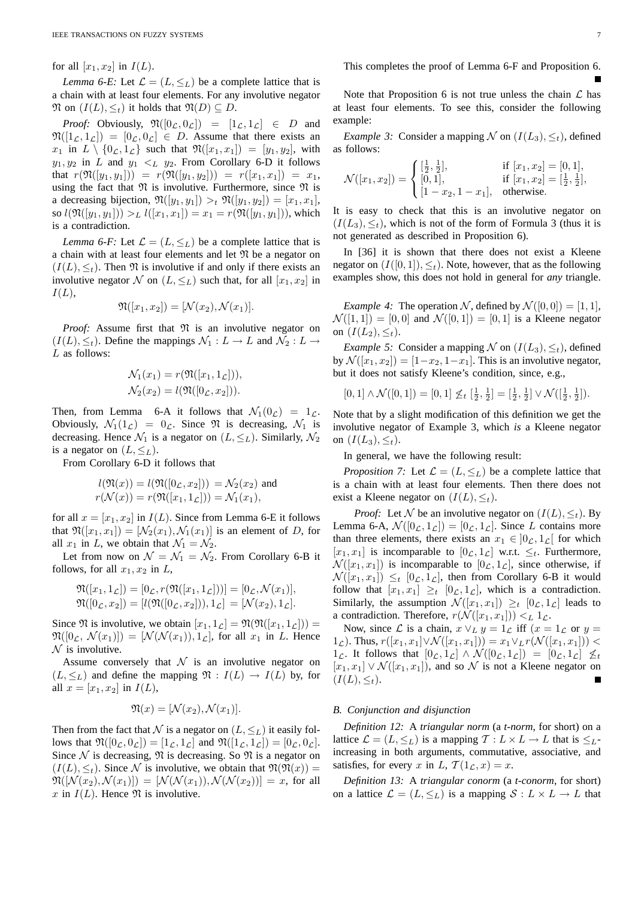for all $[x_1, x_2]$ in $I(L)$.

*Lemma 6-E:* Let $\mathcal{L} = (L, \leq_L)$ be a complete lattice that is a chain with at least four elements. For any involutive negator $\mathfrak{N}$ on $(I(L), \leq_t)$ it holds that $\mathfrak{N}(D) \subseteq D$.

*Proof:* Obviously, $\mathfrak{N}([0_\mathcal{L}, 0_\mathcal{L}]) = [1_\mathcal{L}, 1_\mathcal{L}] \in D$ and $\mathfrak{N}([1_\mathcal{L}, 1_\mathcal{L}]) = [0_\mathcal{L}, 0_\mathcal{L}] \in D$. Assume that there exists an $x_1$ in $L \setminus \{0_\mathcal{L}, 1_\mathcal{L}\}$ such that $\mathfrak{N}([x_1, x_1]) = [y_1, y_2]$, with $y_1, y_2$ in $L$ and $y_1 <_L y_2$. From Corollary 6-D it follows that $r(\mathfrak{N}([y_1, y_1])) = r(\mathfrak{N}([y_1, y_2])) = r([x_1, x_1]) = x_1$, using the fact that $\mathfrak{N}$ is involutive. Furthermore, since $\mathfrak{N}$ is a decreasing bijection, $\mathfrak{N}([y_1, y_1]) >_t \mathfrak{N}([y_1, y_2]) = [x_1, x_1]$, so $l(\mathfrak{N}([y_1, y_1])) >_L l([x_1, x_1]) = x_1 = r(\mathfrak{N}([y_1, y_1]))$, which is a contradiction.

*Lemma 6-F:* Let $\mathcal{L} = (L, \leq_L)$ be a complete lattice that is a chain with at least four elements and let $\mathfrak{N}$ be a negator on $(I(L), \leq_t)$. Then $\mathfrak{N}$ is involutive if and only if there exists an involutive negator $\mathcal{N}$ on $(L, \leq_L)$ such that, for all $[x_1, x_2]$ in $I(L)$,

$$\mathfrak{N}([x_1, x_2]) = [\mathcal{N}(x_2), \mathcal{N}(x_1)].$$

*Proof:* Assume first that $\mathfrak{N}$ is an involutive negator on $(I(L), \leq_t)$. Define the mappings $\mathcal{N}_1 : L \to L$ and $\mathcal{N}_2 : L \to L$ as follows:

$$\mathcal{N}_1(x_1) = r(\mathfrak{N}([x_1, 1_\mathcal{L}])),$$
$$\mathcal{N}_2(x_2) = l(\mathfrak{N}([0_\mathcal{L}, x_2])).$$

Then, from Lemma 6-A it follows that $\mathcal{N}_1(0_\mathcal{L}) = 1_\mathcal{L}$. Obviously, $\mathcal{N}_1(1_\mathcal{L}) = 0_\mathcal{L}$. Since $\mathfrak{N}$ is decreasing, $\mathcal{N}_1$ is decreasing. Hence $\mathcal{N}_1$ is a negator on $(L, \leq_L)$. Similarly, $\mathcal{N}_2$ is a negator on $(L, \leq_L)$.

From Corollary 6-D it follows that

$$l(\mathfrak{N}(x)) = l(\mathfrak{N}([0_\mathcal{L}, x_2])) = \mathcal{N}_2(x_2) \text{ and}$$
$$r(\mathcal{N}(x)) = r(\mathfrak{N}([x_1, 1_\mathcal{L}])) = \mathcal{N}_1(x_1),$$

for all $x = [x_1, x_2]$ in $I(L)$. Since from Lemma 6-E it follows that $\mathfrak{N}([x_1, x_1]) = [\mathcal{N}_2(x_1), \mathcal{N}_1(x_1)]$ is an element of $D$, for all $x_1$ in $L$, we obtain that $\mathcal{N}_1 = \mathcal{N}_2$.

Let from now on $\mathcal{N} = \mathcal{N}_1 = \mathcal{N}_2$. From Corollary 6-B it follows, for all $x_1, x_2$ in $L$,

$$\mathfrak{N}([x_1, 1_\mathcal{L}]) = [0_\mathcal{L}, r(\mathfrak{N}([x_1, 1_\mathcal{L}]))] = [0_\mathcal{L}, \mathcal{N}(x_1)],$$
$$\mathfrak{N}([0_\mathcal{L}, x_2]) = [l(\mathfrak{N}([0_\mathcal{L}, x_2])), 1_\mathcal{L}] = [\mathcal{N}(x_2), 1_\mathcal{L}].$$

Since $\mathfrak{N}$ is involutive, we obtain $[x_1, 1_\mathcal{L}] = \mathfrak{N}(\mathfrak{N}([x_1, 1_\mathcal{L}])) = \mathfrak{N}([0_\mathcal{L}, \mathcal{N}(x_1)]) = [\mathcal{N}(\mathcal{N}(x_1)), 1_\mathcal{L}]$, for all $x_1$ in $L$. Hence $\mathcal{N}$ is involutive.

Assume conversely that $\mathcal{N}$ is an involutive negator on $(L, \leq_L)$ and define the mapping $\mathfrak{N} : I(L) \to I(L)$ by, for all $x = [x_1, x_2]$ in $I(L)$,

$$\mathfrak{N}(x) = [\mathcal{N}(x_2), \mathcal{N}(x_1)].$$

Then from the fact that $\mathcal{N}$ is a negator on $(L, \leq_L)$ it easily follows that $\mathfrak{N}([0_\mathcal{L}, 0_\mathcal{L}]) = [1_\mathcal{L}, 1_\mathcal{L}]$ and $\mathfrak{N}([1_\mathcal{L}, 1_\mathcal{L}]) = [0_\mathcal{L}, 0_\mathcal{L}]$. Since $\mathcal{N}$ is decreasing, $\mathfrak{N}$ is decreasing. So $\mathfrak{N}$ is a negator on $(I(L), \leq_t)$. Since $\mathcal{N}$ is involutive, we obtain that $\mathfrak{N}(\mathfrak{N}(x)) = \mathfrak{N}([\mathcal{N}(x_2), \mathcal{N}(x_1)]) = [\mathcal{N}(\mathcal{N}(x_1)), \mathcal{N}(\mathcal{N}(x_2))] = x$, for all $x$ in $I(L)$. Hence $\mathfrak{N}$ is involutive.

This completes the proof of Lemma 6-F and Proposition 6. ∎

Note that Proposition 6 is not true unless the chain $\mathcal{L}$ has at least four elements. To see this, consider the following example:

*Example 3:* Consider a mapping $\mathcal{N}$ on $(I(L_3), \leq_t)$, defined as follows:

$$\mathcal{N}([x_1, x_2]) = \begin{cases} [\frac{1}{2}, \frac{1}{2}], & \text{if } [x_1, x_2] = [0, 1], \\ [0, 1], & \text{if } [x_1, x_2] = [\frac{1}{2}, \frac{1}{2}], \\ [1 - x_2, 1 - x_1], & \text{otherwise.} \end{cases}$$

It is easy to check that this is an involutive negator on $(I(L_3), \leq_t)$, which is not of the form of Formula 3 (thus it is not generated as described in Proposition 6).

In [36] it is shown that there does not exist a Kleene negator on $(I([0, 1]), \leq_t)$. Note, however, that as the following examples show, this does not hold in general for *any* triangle.

*Example 4:* The operation $\mathcal{N}$, defined by $\mathcal{N}([0, 0]) = [1, 1]$, $\mathcal{N}([1, 1]) = [0, 0]$ and $\mathcal{N}([0, 1]) = [0, 1]$ is a Kleene negator on $(I(L_2), \leq_t)$.

*Example 5:* Consider a mapping $\mathcal{N}$ on $(I(L_3), \leq_t)$, defined by $\mathcal{N}([x_1, x_2]) = [1 - x_2, 1 - x_1]$. This is an involutive negator, but it does not satisfy Kleene's condition, since, e.g.,

$$[0, 1] \wedge \mathcal{N}([0, 1]) = [0, 1] \not\leq_t [\tfrac{1}{2}, \tfrac{1}{2}] = [\tfrac{1}{2}, \tfrac{1}{2}] \vee \mathcal{N}([\tfrac{1}{2}, \tfrac{1}{2}]).$$

Note that by a slight modification of this definition we get the involutive negator of Example 3, which *is* a Kleene negator on $(I(L_3), \leq_t)$.

In general, we have the following result:

*Proposition 7:* Let $\mathcal{L} = (L, \leq_L)$ be a complete lattice that is a chain with at least four elements. Then there does not exist a Kleene negator on $(I(L), \leq_t)$.

*Proof:* Let $\mathcal{N}$ be an involutive negator on $(I(L), \leq_t)$. By Lemma 6-A, $\mathcal{N}([0_\mathcal{L}, 1_\mathcal{L}]) = [0_\mathcal{L}, 1_\mathcal{L}]$. Since $L$ contains more than three elements, there exists an $x_1 \in ]0_\mathcal{L}, 1_\mathcal{L}[$ for which $[x_1, x_1]$ is incomparable to $[0_\mathcal{L}, 1_\mathcal{L}]$ w.r.t. $\leq_t$. Furthermore, $\mathcal{N}([x_1, x_1])$ is incomparable to $[0_\mathcal{L}, 1_\mathcal{L}]$, since otherwise, if $\mathcal{N}([x_1, x_1]) \leq_t [0_\mathcal{L}, 1_\mathcal{L}]$, then from Corollary 6-B it would follow that $[x_1, x_1] \geq_t [0_\mathcal{L}, 1_\mathcal{L}]$, which is a contradiction. Similarly, the assumption $\mathcal{N}([x_1, x_1]) \geq_t [0_\mathcal{L}, 1_\mathcal{L}]$ leads to a contradiction. Therefore, $r(\mathcal{N}([x_1, x_1])) <_L 1_\mathcal{L}$.

Now, since $\mathcal{L}$ is a chain, $x \vee_L y = 1_\mathcal{L}$ iff ($x = 1_\mathcal{L}$ or $y = 1_\mathcal{L}$). Thus, $r([x_1, x_1] \vee \mathcal{N}([x_1, x_1])) = x_1 \vee_L r(\mathcal{N}([x_1, x_1])) < 1_\mathcal{L}$. It follows that $[0_\mathcal{L}, 1_\mathcal{L}] \wedge \mathcal{N}([0_\mathcal{L}, 1_\mathcal{L}]) = [0_\mathcal{L}, 1_\mathcal{L}] \not\leq_t [x_1, x_1] \vee \mathcal{N}([x_1, x_1])$, and so $\mathcal{N}$ is not a Kleene negator on $(I(L), \leq_t)$. ∎

### B. Conjunction and disjunction

*Definition 12:* A *triangular norm* (a *t-norm*, for short) on a lattice $\mathcal{L} = (L, \leq_L)$ is a mapping $\mathcal{T} : L \times L \to L$ that is $\leq_L$-increasing in both arguments, commutative, associative, and satisfies, for every $x$ in $L$, $\mathcal{T}(1_\mathcal{L}, x) = x$.

*Definition 13:* A *triangular conorm* (a *t-conorm*, for short) on a lattice $\mathcal{L} = (L, \leq_L)$ is a mapping $\mathcal{S} : L \times L \to L$ that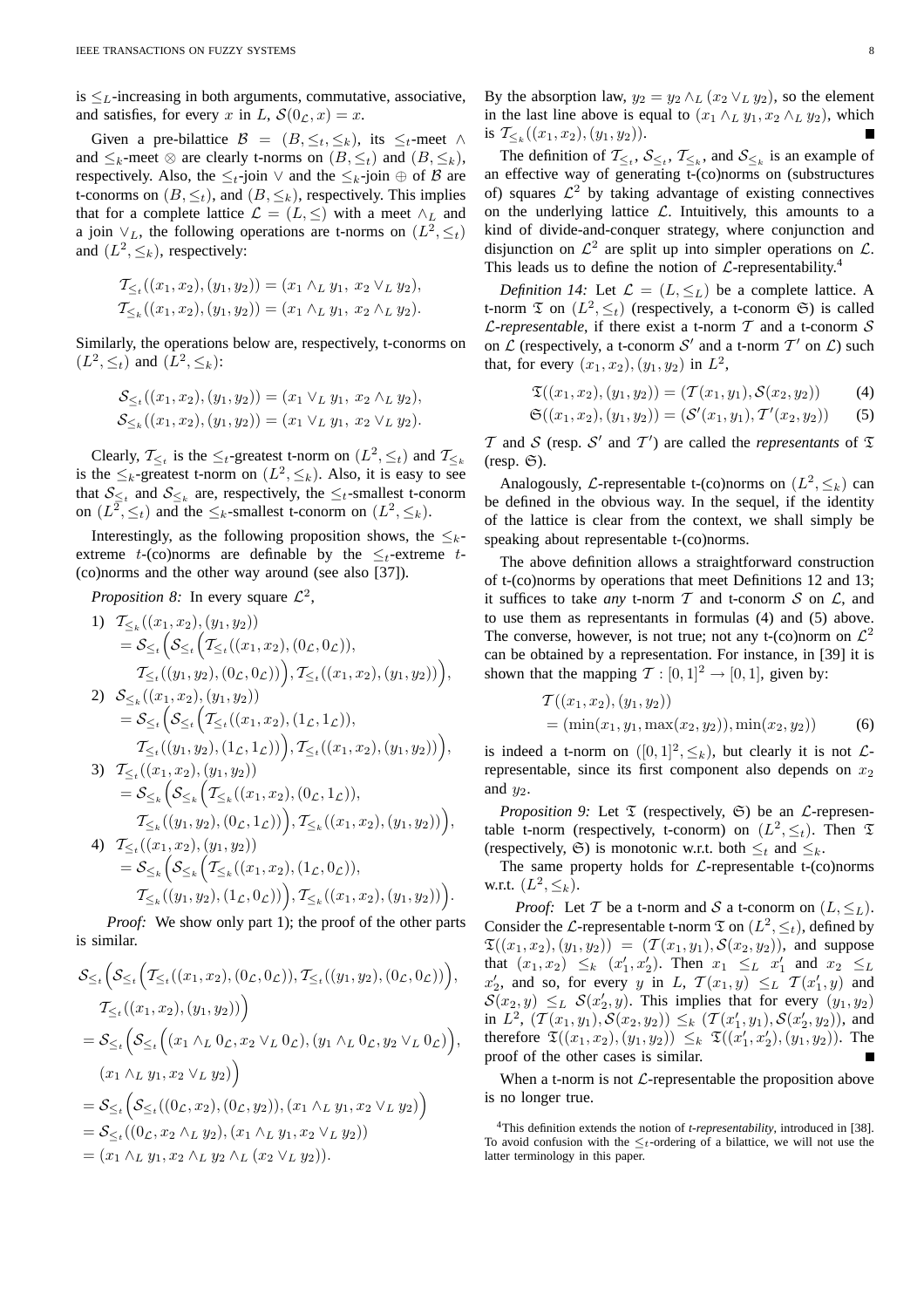is $\leq_L$-increasing in both arguments, commutative, associative, and satisfies, for every $x$ in $L$, $\mathcal{S}(0_\mathcal{L}, x) = x$.

Given a pre-bilattice $\mathcal{B} = (B, \leq_t, \leq_k)$, its $\leq_t$-meet $\wedge$ and $\leq_k$-meet $\otimes$ are clearly t-norms on $(B, \leq_t)$ and $(B, \leq_k)$, respectively. Also, the $\leq_t$-join $\vee$ and the $\leq_k$-join $\oplus$ of $\mathcal{B}$ are t-conorms on $(B, \leq_t)$, and $(B, \leq_k)$, respectively. This implies that for a complete lattice $\mathcal{L} = (L, \leq)$ with a meet $\wedge_L$ and a join $\vee_L$, the following operations are t-norms on $(L^2, \leq_t)$ and $(L^2, \leq_k)$, respectively:

$$\mathcal{T}_{\leq_t}((x_1, x_2), (y_1, y_2)) = (x_1 \wedge_L y_1,\ x_2 \vee_L y_2),$$
$$\mathcal{T}_{\leq_k}((x_1, x_2), (y_1, y_2)) = (x_1 \wedge_L y_1,\ x_2 \wedge_L y_2).$$

Similarly, the operations below are, respectively, t-conorms on $(L^2, \leq_t)$ and $(L^2, \leq_k)$:

$$\mathcal{S}_{\leq_t}((x_1, x_2), (y_1, y_2)) = (x_1 \vee_L y_1,\ x_2 \wedge_L y_2),$$
$$\mathcal{S}_{\leq_k}((x_1, x_2), (y_1, y_2)) = (x_1 \vee_L y_1,\ x_2 \vee_L y_2).$$

Clearly, $\mathcal{T}_{\leq_t}$ is the $\leq_t$-greatest t-norm on $(L^2, \leq_t)$ and $\mathcal{T}_{\leq_k}$ is the $\leq_k$-greatest t-norm on $(L^2, \leq_k)$. Also, it is easy to see that $\mathcal{S}_{\leq_t}$ and $\mathcal{S}_{\leq_k}$ are, respectively, the $\leq_t$-smallest t-conorm on $(L^2, \leq_t)$ and the $\leq_k$-smallest t-conorm on $(L^2, \leq_k)$.

Interestingly, as the following proposition shows, the $\leq_k$-extreme $t$-(co)norms are definable by the $\leq_t$-extreme $t$-(co)norms and the other way around (see also [37]).

*Proposition 8:* In every square $\mathcal{L}^2$,

1) $\mathcal{T}_{\leq_k}((x_1, x_2), (y_1, y_2))$
$= \mathcal{S}_{\leq_t}\Big(\mathcal{S}_{\leq_t}\Big(\mathcal{T}_{\leq_t}((x_1, x_2), (0_\mathcal{L}, 0_\mathcal{L})), \mathcal{T}_{\leq_t}((y_1, y_2), (0_\mathcal{L}, 0_\mathcal{L}))\Big), \mathcal{T}_{\leq_t}((x_1, x_2), (y_1, y_2))\Big),$

2) $\mathcal{S}_{\leq_k}((x_1, x_2), (y_1, y_2))$
$= \mathcal{S}_{\leq_t}\Big(\mathcal{S}_{\leq_t}\Big(\mathcal{T}_{\leq_t}((x_1, x_2), (1_\mathcal{L}, 1_\mathcal{L})), \mathcal{T}_{\leq_t}((y_1, y_2), (1_\mathcal{L}, 1_\mathcal{L}))\Big), \mathcal{T}_{\leq_t}((x_1, x_2), (y_1, y_2))\Big),$

3) $\mathcal{T}_{\leq_t}((x_1, x_2), (y_1, y_2))$
$= \mathcal{S}_{\leq_k}\Big(\mathcal{S}_{\leq_k}\Big(\mathcal{T}_{\leq_k}((x_1, x_2), (0_\mathcal{L}, 1_\mathcal{L})), \mathcal{T}_{\leq_k}((y_1, y_2), (0_\mathcal{L}, 1_\mathcal{L}))\Big), \mathcal{T}_{\leq_k}((x_1, x_2), (y_1, y_2))\Big),$

4) $\mathcal{T}_{\leq_t}((x_1, x_2), (y_1, y_2))$
$= \mathcal{S}_{\leq_k}\Big(\mathcal{S}_{\leq_k}\Big(\mathcal{T}_{\leq_k}((x_1, x_2), (1_\mathcal{L}, 0_\mathcal{L})), \mathcal{T}_{\leq_k}((y_1, y_2), (1_\mathcal{L}, 0_\mathcal{L}))\Big), \mathcal{T}_{\leq_k}((x_1, x_2), (y_1, y_2))\Big).$

*Proof:* We show only part 1); the proof of the other parts is similar.

$$\begin{aligned}
&\mathcal{S}_{\leq_t}\Big(\mathcal{S}_{\leq_t}\Big(\mathcal{T}_{\leq_t}((x_1, x_2), (0_\mathcal{L}, 0_\mathcal{L})), \mathcal{T}_{\leq_t}((y_1, y_2), (0_\mathcal{L}, 0_\mathcal{L}))\Big), \\
&\quad \mathcal{T}_{\leq_t}((x_1, x_2), (y_1, y_2))\Big) \\
&= \mathcal{S}_{\leq_t}\Big(\mathcal{S}_{\leq_t}\Big((x_1 \wedge_L 0_\mathcal{L}, x_2 \vee_L 0_\mathcal{L}), (y_1 \wedge_L 0_\mathcal{L}, y_2 \vee_L 0_\mathcal{L})\Big), \\
&\quad (x_1 \wedge_L y_1, x_2 \vee_L y_2)\Big) \\
&= \mathcal{S}_{\leq_t}\Big(\mathcal{S}_{\leq_t}((0_\mathcal{L}, x_2), (0_\mathcal{L}, y_2)), (x_1 \wedge_L y_1, x_2 \vee_L y_2)\Big) \\
&= \mathcal{S}_{\leq_t}((0_\mathcal{L}, x_2 \wedge_L y_2), (x_1 \wedge_L y_1, x_2 \vee_L y_2)) \\
&= (x_1 \wedge_L y_1, x_2 \wedge_L y_2 \wedge_L (x_2 \vee_L y_2)).
\end{aligned}$$

By the absorption law, $y_2 = y_2 \wedge_L (x_2 \vee_L y_2)$, so the element in the last line above is equal to $(x_1 \wedge_L y_1, x_2 \wedge_L y_2)$, which is $\mathcal{T}_{\leq_k}((x_1, x_2), (y_1, y_2))$. ∎

The definition of $\mathcal{T}_{\leq_t}$, $\mathcal{S}_{\leq_t}$, $\mathcal{T}_{\leq_k}$, and $\mathcal{S}_{\leq_k}$ is an example of an effective way of generating t-(co)norms on (substructures of) squares $\mathcal{L}^2$ by taking advantage of existing connectives on the underlying lattice $\mathcal{L}$. Intuitively, this amounts to a kind of divide-and-conquer strategy, where conjunction and disjunction on $\mathcal{L}^2$ are split up into simpler operations on $\mathcal{L}$. This leads us to define the notion of $\mathcal{L}$-representability.[4]

*Definition 14:* Let $\mathcal{L} = (L, \leq_L)$ be a complete lattice. A t-norm $\mathfrak{T}$ on $(L^2, \leq_t)$ (respectively, a t-conorm $\mathfrak{S}$) is called *$\mathcal{L}$-representable*, if there exist a t-norm $\mathcal{T}$ and a t-conorm $\mathcal{S}$ on $\mathcal{L}$ (respectively, a t-conorm $\mathcal{S}'$ and a t-norm $\mathcal{T}'$ on $\mathcal{L}$) such that, for every $(x_1, x_2), (y_1, y_2)$ in $L^2$,

$$\mathfrak{T}((x_1, x_2), (y_1, y_2)) = (\mathcal{T}(x_1, y_1), \mathcal{S}(x_2, y_2)) \qquad (4)$$
$$\mathfrak{S}((x_1, x_2), (y_1, y_2)) = (\mathcal{S}'(x_1, y_1), \mathcal{T}'(x_2, y_2)) \qquad (5)$$

$\mathcal{T}$ and $\mathcal{S}$ (resp. $\mathcal{S}'$ and $\mathcal{T}'$) are called the *representants* of $\mathfrak{T}$ (resp. $\mathfrak{S}$).

Analogously, $\mathcal{L}$-representable t-(co)norms on $(L^2, \leq_k)$ can be defined in the obvious way. In the sequel, if the identity of the lattice is clear from the context, we shall simply be speaking about representable t-(co)norms.

The above definition allows a straightforward construction of t-(co)norms by operations that meet Definitions 12 and 13; it suffices to take *any* t-norm $\mathcal{T}$ and t-conorm $\mathcal{S}$ on $\mathcal{L}$, and to use them as representants in formulas (4) and (5) above. The converse, however, is not true; not any t-(co)norm on $\mathcal{L}^2$ can be obtained by a representation. For instance, in [39] it is shown that the mapping $\mathcal{T} : [0, 1]^2 \to [0, 1]$, given by:

$$\begin{aligned}
&\mathcal{T}((x_1, x_2), (y_1, y_2)) \\
&= (\min(x_1, y_1, \max(x_2, y_2)), \min(x_2, y_2)) \qquad (6)
\end{aligned}$$

is indeed a t-norm on $([0, 1]^2, \leq_k)$, but clearly it is not $\mathcal{L}$-representable, since its first component also depends on $x_2$ and $y_2$.

*Proposition 9:* Let $\mathfrak{T}$ (respectively, $\mathfrak{S}$) be an $\mathcal{L}$-representable t-norm (respectively, t-conorm) on $(L^2, \leq_t)$. Then $\mathfrak{T}$ (respectively, $\mathfrak{S}$) is monotonic w.r.t. both $\leq_t$ and $\leq_k$.

The same property holds for $\mathcal{L}$-representable t-(co)norms w.r.t. $(L^2, \leq_k)$.

*Proof:* Let $\mathcal{T}$ be a t-norm and $\mathcal{S}$ a t-conorm on $(L, \leq_L)$. Consider the $\mathcal{L}$-representable t-norm $\mathfrak{T}$ on $(L^2, \leq_t)$, defined by $\mathfrak{T}((x_1, x_2), (y_1, y_2)) = (\mathcal{T}(x_1, y_1), \mathcal{S}(x_2, y_2))$, and suppose that $(x_1, x_2) \leq_k (x_1', x_2')$. Then $x_1 \leq_L x_1'$ and $x_2 \leq_L x_2'$, and so, for every $y$ in $L$, $\mathcal{T}(x_1, y) \leq_L \mathcal{T}(x_1', y)$ and $\mathcal{S}(x_2, y) \leq_L \mathcal{S}(x_2', y)$. This implies that for every $(y_1, y_2)$ in $L^2$, $(\mathcal{T}(x_1, y_1), \mathcal{S}(x_2, y_2)) \leq_k (\mathcal{T}(x_1', y_1), \mathcal{S}(x_2', y_2))$, and therefore $\mathfrak{T}((x_1, x_2), (y_1, y_2)) \leq_k \mathfrak{T}((x_1', x_2'), (y_1, y_2))$. The proof of the other cases is similar. ∎

When a t-norm is not $\mathcal{L}$-representable the proposition above is no longer true.

[4] This definition extends the notion of *t-representability*, introduced in [38]. To avoid confusion with the $\leq_t$-ordering of a bilattice, we will not use the latter terminology in this paper.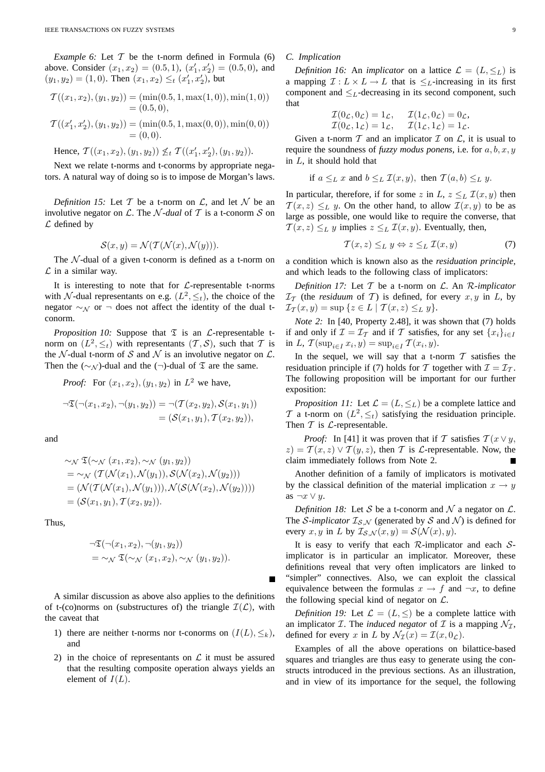*Example 6:* Let $\mathcal{T}$ be the t-norm defined in Formula (6) above. Consider $(x_1, x_2) = (0.5, 1)$, $(x_1', x_2') = (0.5, 0)$, and $(y_1, y_2) = (1, 0)$. Then $(x_1, x_2) \leq_t (x_1', x_2')$, but

$$\begin{aligned}\mathcal{T}((x_1, x_2), (y_1, y_2)) &= (\min(0.5, 1, \max(1, 0)), \min(1, 0)) \\ &= (0.5, 0),\end{aligned}$$

$$\begin{aligned}\mathcal{T}((x_1', x_2'), (y_1, y_2)) &= (\min(0.5, 1, \max(0, 0)), \min(0, 0)) \\ &= (0, 0).\end{aligned}$$

Hence, $\mathcal{T}((x_1, x_2), (y_1, y_2)) \not\leq_t \mathcal{T}((x_1', x_2'), (y_1, y_2))$.

Next we relate t-norms and t-conorms by appropriate negators. A natural way of doing so is to impose de Morgan's laws.

*Definition 15:* Let $\mathcal{T}$ be a t-norm on $\mathcal{L}$, and let $\mathcal{N}$ be an involutive negator on $\mathcal{L}$. The *$\mathcal{N}$-dual* of $\mathcal{T}$ is a t-conorm $\mathcal{S}$ on $\mathcal{L}$ defined by

$$\mathcal{S}(x, y) = \mathcal{N}(\mathcal{T}(\mathcal{N}(x), \mathcal{N}(y))).$$

The $\mathcal{N}$-dual of a given t-conorm is defined as a t-norm on $\mathcal{L}$ in a similar way.

It is interesting to note that for $\mathcal{L}$-representable t-norms with $\mathcal{N}$-dual representants on e.g. $(L^2, \leq_t)$, the choice of the negator $\sim_{\mathcal{N}}$ or $\neg$ does not affect the identity of the dual t-conorm.

*Proposition 10:* Suppose that $\mathfrak{T}$ is an $\mathcal{L}$-representable t-norm on $(L^2, \leq_t)$ with representants $(\mathcal{T}, \mathcal{S})$, such that $\mathcal{T}$ is the $\mathcal{N}$-dual t-norm of $\mathcal{S}$ and $\mathcal{N}$ is an involutive negator on $\mathcal{L}$. Then the $(\sim_{\mathcal{N}})$-dual and the $(\neg)$-dual of $\mathfrak{T}$ are the same.

*Proof:* For $(x_1, x_2), (y_1, y_2)$ in $L^2$ we have,

$$\begin{aligned}\neg\mathfrak{T}(\neg(x_1, x_2), \neg(y_1, y_2)) &= \neg(\mathcal{T}(x_2, y_2), \mathcal{S}(x_1, y_1)) \\ &= (\mathcal{S}(x_1, y_1), \mathcal{T}(x_2, y_2)),\end{aligned}$$

and

$$\begin{aligned}&\sim_{\mathcal{N}} \mathfrak{T}(\sim_{\mathcal{N}} (x_1, x_2), \sim_{\mathcal{N}} (y_1, y_2)) \\ &= \sim_{\mathcal{N}} (\mathcal{T}(\mathcal{N}(x_1), \mathcal{N}(y_1)), \mathcal{S}(\mathcal{N}(x_2), \mathcal{N}(y_2))) \\ &= (\mathcal{N}(\mathcal{T}(\mathcal{N}(x_1), \mathcal{N}(y_1))), \mathcal{N}(\mathcal{S}(\mathcal{N}(x_2), \mathcal{N}(y_2)))) \\ &= (\mathcal{S}(x_1, y_1), \mathcal{T}(x_2, y_2)).\end{aligned}$$

Thus,

$$\begin{aligned}&\neg\mathfrak{T}(\neg(x_1, x_2), \neg(y_1, y_2)) \\ &= \sim_{\mathcal{N}} \mathfrak{T}(\sim_{\mathcal{N}} (x_1, x_2), \sim_{\mathcal{N}} (y_1, y_2)).\end{aligned}$$

■

A similar discussion as above also applies to the definitions of t-(co)norms on (substructures of) the triangle $\mathcal{I}(\mathcal{L})$, with the caveat that

1) there are neither t-norms nor t-conorms on $(I(L), \leq_k)$, and
2) in the choice of representants on $\mathcal{L}$ it must be assured that the resulting composite operation always yields an element of $I(L)$.

### C. Implication

*Definition 16:* An *implicator* on a lattice $\mathcal{L} = (L, \leq_L)$ is a mapping $\mathcal{I} : L \times L \to L$ that is $\leq_L$-increasing in its first component and $\leq_L$-decreasing in its second component, such that

$$\mathcal{I}(0_{\mathcal{L}}, 0_{\mathcal{L}}) = 1_{\mathcal{L}}, \quad \mathcal{I}(1_{\mathcal{L}}, 0_{\mathcal{L}}) = 0_{\mathcal{L}},$$
$$\mathcal{I}(0_{\mathcal{L}}, 1_{\mathcal{L}}) = 1_{\mathcal{L}}, \quad \mathcal{I}(1_{\mathcal{L}}, 1_{\mathcal{L}}) = 1_{\mathcal{L}}.$$

Given a t-norm $\mathcal{T}$ and an implicator $\mathcal{I}$ on $\mathcal{L}$, it is usual to require the soundness of *fuzzy modus ponens*, i.e. for $a, b, x, y$ in $L$, it should hold that

$$\text{if } a \leq_L x \text{ and } b \leq_L \mathcal{I}(x, y), \text{ then } \mathcal{T}(a, b) \leq_L y.$$

In particular, therefore, if for some $z$ in $L$, $z \leq_L \mathcal{I}(x, y)$ then $\mathcal{T}(x, z) \leq_L y$. On the other hand, to allow $\mathcal{I}(x, y)$ to be as large as possible, one would like to require the converse, that $\mathcal{T}(x, z) \leq_L y$ implies $z \leq_L \mathcal{I}(x, y)$. Eventually, then,

$$\mathcal{T}(x, z) \leq_L y \Leftrightarrow z \leq_L \mathcal{I}(x, y) \tag{7}$$

a condition which is known also as the *residuation principle*, and which leads to the following class of implicators:

*Definition 17:* Let $\mathcal{T}$ be a t-norm on $\mathcal{L}$. An *$\mathcal{R}$-implicator* $\mathcal{I}_{\mathcal{T}}$ (the *residuum* of $\mathcal{T}$) is defined, for every $x, y$ in $L$, by $\mathcal{I}_{\mathcal{T}}(x, y) = \sup\{z \in L \mid \mathcal{T}(x, z) \leq_L y\}$.

*Note 2:* In [40, Property 2.48], it was shown that (7) holds if and only if $\mathcal{I} = \mathcal{I}_{\mathcal{T}}$ and if $\mathcal{T}$ satisfies, for any set $\{x_i\}_{i \in I}$ in $L$, $\mathcal{T}(\sup_{i \in I} x_i, y) = \sup_{i \in I} \mathcal{T}(x_i, y)$.

In the sequel, we will say that a t-norm $\mathcal{T}$ satisfies the residuation principle if (7) holds for $\mathcal{T}$ together with $\mathcal{I} = \mathcal{I}_{\mathcal{T}}$. The following proposition will be important for our further exposition:

*Proposition 11:* Let $\mathcal{L} = (L, \leq_L)$ be a complete lattice and $\mathcal{T}$ a t-norm on $(L^2, \leq_t)$ satisfying the residuation principle. Then $\mathcal{T}$ is $\mathcal{L}$-representable.

*Proof:* In [41] it was proven that if $\mathcal{T}$ satisfies $\mathcal{T}(x \vee y, z) = \mathcal{T}(x, z) \vee \mathcal{T}(y, z)$, then $\mathcal{T}$ is $\mathcal{L}$-representable. Now, the claim immediately follows from Note 2. ■

Another definition of a family of implicators is motivated by the classical definition of the material implication $x \to y$ as $\neg x \vee y$.

*Definition 18:* Let $\mathcal{S}$ be a t-conorm and $\mathcal{N}$ a negator on $\mathcal{L}$. The *$\mathcal{S}$-implicator* $\mathcal{I}_{\mathcal{S},\mathcal{N}}$ (generated by $\mathcal{S}$ and $\mathcal{N}$) is defined for every $x, y$ in $L$ by $\mathcal{I}_{\mathcal{S},\mathcal{N}}(x, y) = \mathcal{S}(\mathcal{N}(x), y)$.

It is easy to verify that each $\mathcal{R}$-implicator and each $\mathcal{S}$-implicator is in particular an implicator. Moreover, these definitions reveal that very often implicators are linked to "simpler" connectives. Also, we can exploit the classical equivalence between the formulas $x \to f$ and $\neg x$, to define the following special kind of negator on $\mathcal{L}$.

*Definition 19:* Let $\mathcal{L} = (L, \leq)$ be a complete lattice with an implicator $\mathcal{I}$. The *induced negator* of $\mathcal{I}$ is a mapping $\mathcal{N}_{\mathcal{I}}$, defined for every $x$ in $L$ by $\mathcal{N}_{\mathcal{I}}(x) = \mathcal{I}(x, 0_{\mathcal{L}})$.

Examples of all the above operations on bilattice-based squares and triangles are thus easy to generate using the constructs introduced in the previous sections. As an illustration, and in view of its importance for the sequel, the following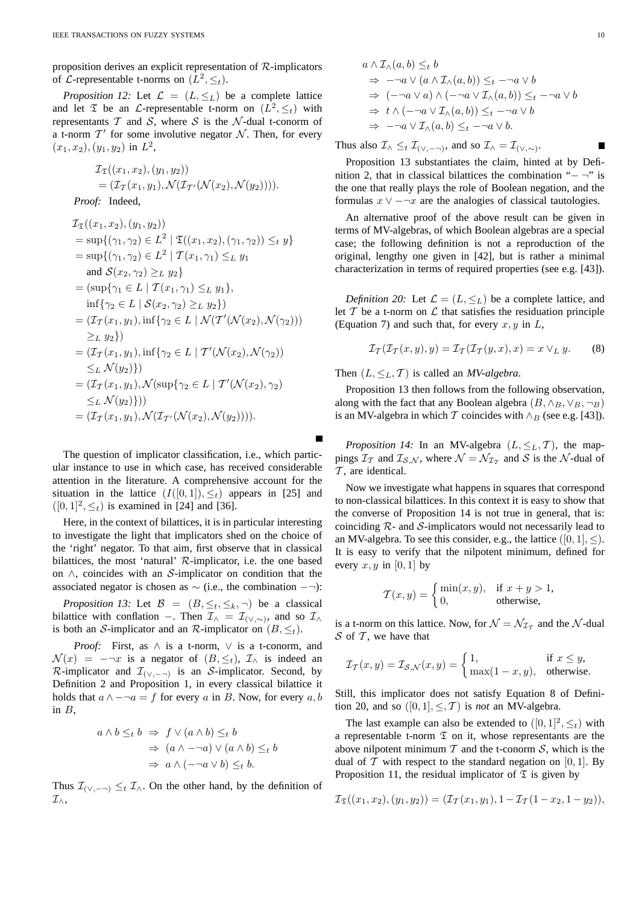proposition derives an explicit representation of $\mathcal{R}$-implicators of $\mathcal{L}$-representable t-norms on $(L^2, \leq_t)$.

*Proposition 12:* Let $\mathcal{L} = (L, \leq_L)$ be a complete lattice and let $\mathfrak{T}$ be an $\mathcal{L}$-representable t-norm on $(L^2, \leq_t)$ with representants $\mathcal{T}$ and $\mathcal{S}$, where $\mathcal{S}$ is the $\mathcal{N}$-dual t-conorm of a t-norm $\mathcal{T}'$ for some involutive negator $\mathcal{N}$. Then, for every $(x_1, x_2), (y_1, y_2)$ in $L^2$,

$$\begin{aligned}&\mathcal{I}_{\mathfrak{T}}((x_1, x_2), (y_1, y_2))\\&= (\mathcal{I}_{\mathcal{T}}(x_1, y_1), \mathcal{N}(\mathcal{I}_{\mathcal{T}'}(\mathcal{N}(x_2), \mathcal{N}(y_2)))).\end{aligned}$$

*Proof:* Indeed,

$$\begin{aligned}&\mathcal{I}_{\mathfrak{T}}((x_1, x_2), (y_1, y_2))\\&= \sup\{(\gamma_1, \gamma_2) \in L^2 \mid \mathfrak{T}((x_1, x_2), (\gamma_1, \gamma_2)) \leq_t y\}\\&= \sup\{(\gamma_1, \gamma_2) \in L^2 \mid \mathcal{T}(x_1, \gamma_1) \leq_L y_1\\&\quad \text{and } \mathcal{S}(x_2, \gamma_2) \geq_L y_2\}\\&= (\sup\{\gamma_1 \in L \mid \mathcal{T}(x_1, \gamma_1) \leq_L y_1\},\\&\quad \inf\{\gamma_2 \in L \mid \mathcal{S}(x_2, \gamma_2) \geq_L y_2\})\\&= (\mathcal{I}_{\mathcal{T}}(x_1, y_1), \inf\{\gamma_2 \in L \mid \mathcal{N}(\mathcal{T}'(\mathcal{N}(x_2), \mathcal{N}(\gamma_2)))\\&\quad \geq_L y_2\})\\&= (\mathcal{I}_{\mathcal{T}}(x_1, y_1), \inf\{\gamma_2 \in L \mid \mathcal{T}'(\mathcal{N}(x_2), \mathcal{N}(\gamma_2))\\&\quad \leq_L \mathcal{N}(y_2)\})\\&= (\mathcal{I}_{\mathcal{T}}(x_1, y_1), \mathcal{N}(\sup\{\gamma_2 \in L \mid \mathcal{T}'(\mathcal{N}(x_2), \gamma_2)\\&\quad \leq_L \mathcal{N}(y_2)\}))\\&= (\mathcal{I}_{\mathcal{T}}(x_1, y_1), \mathcal{N}(\mathcal{I}_{\mathcal{T}'}(\mathcal{N}(x_2), \mathcal{N}(y_2)))).\end{aligned}$$

∎

The question of implicator classification, i.e., which particular instance to use in which case, has received considerable attention in the literature. A comprehensive account for the situation in the lattice $(I([0,1]), \leq_t)$ appears in [25] and $([0,1]^2, \leq_t)$ is examined in [24] and [36].

Here, in the context of bilattices, it is in particular interesting to investigate the light that implicators shed on the choice of the 'right' negator. To that aim, first observe that in classical bilattices, the most 'natural' $\mathcal{R}$-implicator, i.e. the one based on $\wedge$, coincides with an $\mathcal{S}$-implicator on condition that the associated negator is chosen as $\sim$ (i.e., the combination $-\neg$):

*Proposition 13:* Let $\mathcal{B} = (B, \leq_t, \leq_k, \neg)$ be a classical bilattice with conflation $-$. Then $\mathcal{I}_\wedge = \mathcal{I}_{(\vee, \sim)}$, and so $\mathcal{I}_\wedge$ is both an $\mathcal{S}$-implicator and an $\mathcal{R}$-implicator on $(B, \leq_t)$.

*Proof:* First, as $\wedge$ is a t-norm, $\vee$ is a t-conorm, and $\mathcal{N}(x) = -\neg x$ is a negator of $(B, \leq_t)$, $\mathcal{I}_\wedge$ is indeed an $\mathcal{R}$-implicator and $\mathcal{I}_{(\vee, -\neg)}$ is an $\mathcal{S}$-implicator. Second, by Definition 2 and Proposition 1, in every classical bilattice it holds that $a \wedge -\neg a = f$ for every $a$ in $B$. Now, for every $a, b$ in $B$,

$$\begin{aligned}a \wedge b \leq_t b \;&\Rightarrow\; f \vee (a \wedge b) \leq_t b\\&\Rightarrow\; (a \wedge -\neg a) \vee (a \wedge b) \leq_t b\\&\Rightarrow\; a \wedge (-\neg a \vee b) \leq_t b.\end{aligned}$$

Thus $\mathcal{I}_{(\vee, -\neg)} \leq_t \mathcal{I}_\wedge$. On the other hand, by the definition of $\mathcal{I}_\wedge$,

$$\begin{aligned}&a \wedge \mathcal{I}_\wedge(a, b) \leq_t b\\&\Rightarrow\; -\neg a \vee (a \wedge \mathcal{I}_\wedge(a, b)) \leq_t -\neg a \vee b\\&\Rightarrow\; (-\neg a \vee a) \wedge (-\neg a \vee \mathcal{I}_\wedge(a, b)) \leq_t -\neg a \vee b\\&\Rightarrow\; t \wedge (-\neg a \vee \mathcal{I}_\wedge(a, b)) \leq_t -\neg a \vee b\\&\Rightarrow\; -\neg a \vee \mathcal{I}_\wedge(a, b) \leq_t -\neg a \vee b.\end{aligned}$$

Thus also $\mathcal{I}_\wedge \leq_t \mathcal{I}_{(\vee, -\neg)}$, and so $\mathcal{I}_\wedge = \mathcal{I}_{(\vee, \sim)}$. ∎

Proposition 13 substantiates the claim, hinted at by Definition 2, that in classical bilattices the combination "$-\neg$" is the one that really plays the role of Boolean negation, and the formulas $x \vee -\neg x$ are the analogies of classical tautologies.

An alternative proof of the above result can be given in terms of MV-algebras, of which Boolean algebras are a special case; the following definition is not a reproduction of the original, lengthy one given in [42], but is rather a minimal characterization in terms of required properties (see e.g. [43]).

*Definition 20:* Let $\mathcal{L} = (L, \leq_L)$ be a complete lattice, and let $\mathcal{T}$ be a t-norm on $\mathcal{L}$ that satisfies the residuation principle (Equation 7) and such that, for every $x, y$ in $L$,

$$\mathcal{I}_{\mathcal{T}}(\mathcal{I}_{\mathcal{T}}(x, y), y) = \mathcal{I}_{\mathcal{T}}(\mathcal{I}_{\mathcal{T}}(y, x), x) = x \vee_L y. \tag{8}$$

Then $(L, \leq_L, \mathcal{T})$ is called an ***MV-algebra***.

Proposition 13 then follows from the following observation, along with the fact that any Boolean algebra $(B, \wedge_B, \vee_B, \neg_B)$ is an MV-algebra in which $\mathcal{T}$ coincides with $\wedge_B$ (see e.g. [43]).

*Proposition 14:* In an MV-algebra $(L, \leq_L, \mathcal{T})$, the mappings $\mathcal{I}_{\mathcal{T}}$ and $\mathcal{I}_{\mathcal{S},\mathcal{N}}$, where $\mathcal{N} = \mathcal{N}_{\mathcal{I}_{\mathcal{T}}}$ and $\mathcal{S}$ is the $\mathcal{N}$-dual of $\mathcal{T}$, are identical.

Now we investigate what happens in squares that correspond to non-classical bilattices. In this context it is easy to show that the converse of Proposition 14 is not true in general, that is: coinciding $\mathcal{R}$- and $\mathcal{S}$-implicators would not necessarily lead to an MV-algebra. To see this consider, e.g., the lattice $([0,1], \leq)$. It is easy to verify that the nilpotent minimum, defined for every $x, y$ in $[0,1]$ by

$$\mathcal{T}(x, y) = \begin{cases}\min(x, y), & \text{if } x + y > 1,\\ 0, & \text{otherwise,}\end{cases}$$

is a t-norm on this lattice. Now, for $\mathcal{N} = \mathcal{N}_{\mathcal{I}_{\mathcal{T}}}$ and the $\mathcal{N}$-dual $\mathcal{S}$ of $\mathcal{T}$, we have that

$$\mathcal{I}_{\mathcal{T}}(x, y) = \mathcal{I}_{\mathcal{S},\mathcal{N}}(x, y) = \begin{cases}1, & \text{if } x \leq y,\\ \max(1 - x, y), & \text{otherwise.}\end{cases}$$

Still, this implicator does not satisfy Equation 8 of Definition 20, and so $([0,1], \leq, \mathcal{T})$ is *not* an MV-algebra.

The last example can also be extended to $([0,1]^2, \leq_t)$ with a representable t-norm $\mathfrak{T}$ on it, whose representants are the above nilpotent minimum $\mathcal{T}$ and the t-conorm $\mathcal{S}$, which is the dual of $\mathcal{T}$ with respect to the standard negation on $[0,1]$. By Proposition 11, the residual implicator of $\mathfrak{T}$ is given by

$$\mathcal{I}_{\mathfrak{T}}((x_1, x_2), (y_1, y_2)) = (\mathcal{I}_{\mathcal{T}}(x_1, y_1), 1 - \mathcal{I}_{\mathcal{T}}(1 - x_2, 1 - y_2)),$$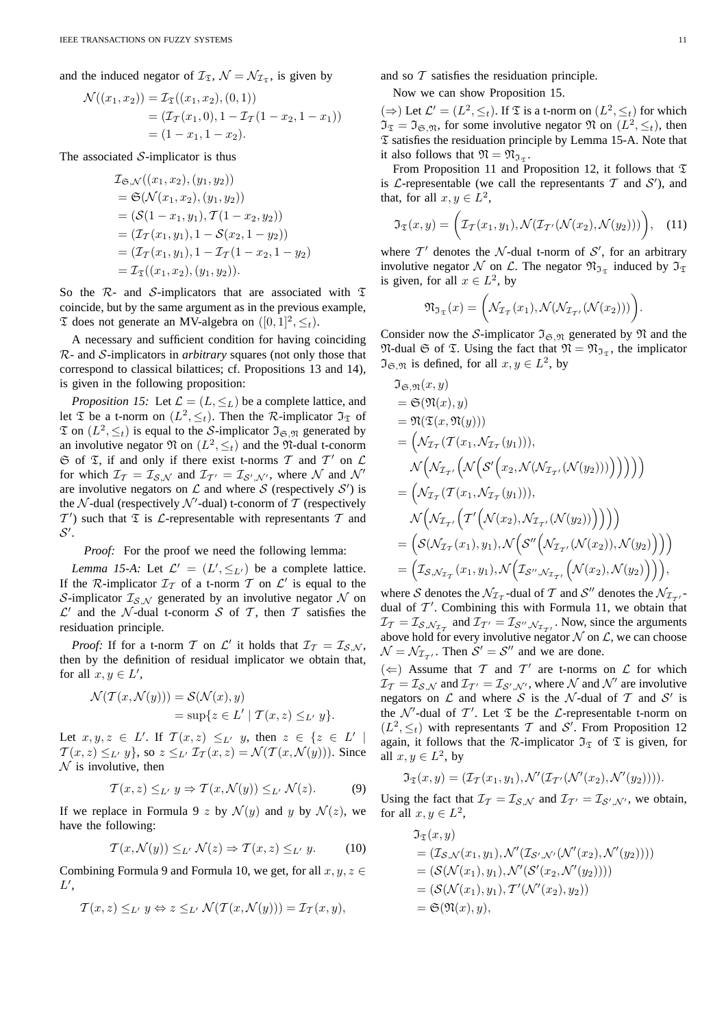and the induced negator of $\mathcal{I}_\mathfrak{T}$, $\mathcal{N} = \mathcal{N}_{\mathcal{I}_\mathfrak{T}}$, is given by

$$
\begin{aligned}
\mathcal{N}((x_1, x_2)) &= \mathcal{I}_\mathfrak{T}((x_1, x_2), (0, 1)) \\
&= (\mathcal{I}_\mathcal{T}(x_1, 0), 1 - \mathcal{I}_\mathcal{T}(1 - x_2, 1 - x_1)) \\
&= (1 - x_1, 1 - x_2).
\end{aligned}
$$

The associated $\mathcal{S}$-implicator is thus

$$
\begin{aligned}
&\mathcal{I}_{\mathfrak{S},\mathcal{N}}((x_1, x_2), (y_1, y_2)) \\
&= \mathfrak{S}(\mathcal{N}(x_1, x_2), (y_1, y_2)) \\
&= (\mathcal{S}(1 - x_1, y_1), \mathcal{T}(1 - x_2, y_2)) \\
&= (\mathcal{I}_\mathcal{T}(x_1, y_1), 1 - \mathcal{S}(x_2, 1 - y_2)) \\
&= (\mathcal{I}_\mathcal{T}(x_1, y_1), 1 - \mathcal{I}_\mathcal{T}(1 - x_2, 1 - y_2) \\
&= \mathcal{I}_\mathfrak{T}((x_1, x_2), (y_1, y_2)).
\end{aligned}
$$

So the $\mathcal{R}$- and $\mathcal{S}$-implicators that are associated with $\mathfrak{T}$ coincide, but by the same argument as in the previous example, $\mathfrak{T}$ does not generate an MV-algebra on $([0, 1]^2, \leq_t)$.

A necessary and sufficient condition for having coinciding $\mathcal{R}$- and $\mathcal{S}$-implicators in *arbitrary* squares (not only those that correspond to classical bilattices; cf. Propositions 13 and 14), is given in the following proposition:

*Proposition 15:* Let $\mathcal{L} = (L, \leq_L)$ be a complete lattice, and let $\mathfrak{T}$ be a t-norm on $(L^2, \leq_t)$. Then the $\mathcal{R}$-implicator $\mathfrak{I}_\mathfrak{T}$ of $\mathfrak{T}$ on $(L^2, \leq_t)$ is equal to the $\mathcal{S}$-implicator $\mathfrak{I}_{\mathfrak{S},\mathfrak{N}}$ generated by an involutive negator $\mathfrak{N}$ on $(L^2, \leq_t)$ and the $\mathfrak{N}$-dual t-conorm $\mathfrak{S}$ of $\mathfrak{T}$, if and only if there exist t-norms $\mathcal{T}$ and $\mathcal{T}'$ on $\mathcal{L}$ for which $\mathcal{I}_\mathcal{T} = \mathcal{I}_{\mathcal{S},\mathcal{N}}$ and $\mathcal{I}_{\mathcal{T}'} = \mathcal{I}_{\mathcal{S}',\mathcal{N}'}$, where $\mathcal{N}$ and $\mathcal{N}'$ are involutive negators on $\mathcal{L}$ and where $\mathcal{S}$ (respectively $\mathcal{S}'$) is the $\mathcal{N}$-dual (respectively $\mathcal{N}'$-dual) t-conorm of $\mathcal{T}$ (respectively $\mathcal{T}'$) such that $\mathfrak{T}$ is $\mathcal{L}$-representable with representants $\mathcal{T}$ and $\mathcal{S}'$.

*Proof:* For the proof we need the following lemma:

*Lemma 15-A:* Let $\mathcal{L}' = (L', \leq_{L'})$ be a complete lattice. If the $\mathcal{R}$-implicator $\mathcal{I}_\mathcal{T}$ of a t-norm $\mathcal{T}$ on $\mathcal{L}'$ is equal to the $\mathcal{S}$-implicator $\mathcal{I}_{\mathcal{S},\mathcal{N}}$ generated by an involutive negator $\mathcal{N}$ on $\mathcal{L}'$ and the $\mathcal{N}$-dual t-conorm $\mathcal{S}$ of $\mathcal{T}$, then $\mathcal{T}$ satisfies the residuation principle.

*Proof:* If for a t-norm $\mathcal{T}$ on $\mathcal{L}'$ it holds that $\mathcal{I}_\mathcal{T} = \mathcal{I}_{\mathcal{S},\mathcal{N}}$, then by the definition of residual implicator we obtain that, for all $x, y \in L'$,

$$
\begin{aligned}
\mathcal{N}(\mathcal{T}(x, \mathcal{N}(y))) &= \mathcal{S}(\mathcal{N}(x), y) \\
&= \sup\{z \in L' \mid \mathcal{T}(x, z) \leq_{L'} y\}.
\end{aligned}
$$

Let $x, y, z \in L'$. If $\mathcal{T}(x, z) \leq_{L'} y$, then $z \in \{z \in L' \mid \mathcal{T}(x, z) \leq_{L'} y\}$, so $z \leq_{L'} \mathcal{I}_\mathcal{T}(x, z) = \mathcal{N}(\mathcal{T}(x, \mathcal{N}(y)))$. Since $\mathcal{N}$ is involutive, then

$$
\mathcal{T}(x, z) \leq_{L'} y \Rightarrow \mathcal{T}(x, \mathcal{N}(y)) \leq_{L'} \mathcal{N}(z). \tag{9}
$$

If we replace in Formula 9 $z$ by $\mathcal{N}(y)$ and $y$ by $\mathcal{N}(z)$, we have the following:

$$
\mathcal{T}(x, \mathcal{N}(y)) \leq_{L'} \mathcal{N}(z) \Rightarrow \mathcal{T}(x, z) \leq_{L'} y. \tag{10}
$$

Combining Formula 9 and Formula 10, we get, for all $x, y, z \in L'$,

$$
\mathcal{T}(x, z) \leq_{L'} y \Leftrightarrow z \leq_{L'} \mathcal{N}(\mathcal{T}(x, \mathcal{N}(y))) = \mathcal{I}_\mathcal{T}(x, y),
$$

and so $\mathcal{T}$ satisfies the residuation principle.

Now we can show Proposition 15.

($\Rightarrow$) Let $\mathcal{L}' = (L^2, \leq_t)$. If $\mathfrak{T}$ is a t-norm on $(L^2, \leq_t)$ for which $\mathfrak{I}_\mathfrak{T} = \mathfrak{I}_{\mathfrak{S},\mathfrak{N}}$, for some involutive negator $\mathfrak{N}$ on $(L^2, \leq_t)$, then $\mathfrak{T}$ satisfies the residuation principle by Lemma 15-A. Note that it also follows that $\mathfrak{N} = \mathfrak{N}_{\mathfrak{I}_\mathfrak{T}}$.

From Proposition 11 and Proposition 12, it follows that $\mathfrak{T}$ is $\mathcal{L}$-representable (we call the representants $\mathcal{T}$ and $\mathcal{S}'$), and that, for all $x, y \in L^2$,

$$
\mathfrak{I}_\mathfrak{T}(x, y) = \Big(\mathcal{I}_\mathcal{T}(x_1, y_1), \mathcal{N}(\mathcal{I}_{\mathcal{T}'}(\mathcal{N}(x_2), \mathcal{N}(y_2)))\Big), \tag{11}
$$

where $\mathcal{T}'$ denotes the $\mathcal{N}$-dual t-norm of $\mathcal{S}'$, for an arbitrary involutive negator $\mathcal{N}$ on $\mathcal{L}$. The negator $\mathfrak{N}_{\mathfrak{I}_\mathfrak{T}}$ induced by $\mathfrak{I}_\mathfrak{T}$ is given, for all $x \in L^2$, by

$$
\mathfrak{N}_{\mathfrak{I}_\mathfrak{T}}(x) = \Big(\mathcal{N}_{\mathcal{I}_\mathcal{T}}(x_1), \mathcal{N}(\mathcal{N}_{\mathcal{I}_{\mathcal{T}'}}(\mathcal{N}(x_2)))\Big).
$$

Consider now the $\mathcal{S}$-implicator $\mathfrak{I}_{\mathfrak{S},\mathfrak{N}}$ generated by $\mathfrak{N}$ and the $\mathfrak{N}$-dual $\mathfrak{S}$ of $\mathfrak{T}$. Using the fact that $\mathfrak{N} = \mathfrak{N}_{\mathfrak{I}_\mathfrak{T}}$, the implicator $\mathfrak{I}_{\mathfrak{S},\mathfrak{N}}$ is defined, for all $x, y \in L^2$, by

$$
\begin{aligned}
&\mathfrak{I}_{\mathfrak{S},\mathfrak{N}}(x, y) \\
&= \mathfrak{S}(\mathfrak{N}(x), y) \\
&= \mathfrak{N}(\mathfrak{T}(x, \mathfrak{N}(y))) \\
&= \Big(\mathcal{N}_{\mathcal{I}_\mathcal{T}}(\mathcal{T}(x_1, \mathcal{N}_{\mathcal{I}_\mathcal{T}}(y_1))), \\
&\quad \mathcal{N}\Big(\mathcal{N}_{\mathcal{I}_{\mathcal{T}'}}\Big(\mathcal{N}\Big(\mathcal{S}'\Big(x_2, \mathcal{N}(\mathcal{N}_{\mathcal{I}_{\mathcal{T}'}}(\mathcal{N}(y_2)))\Big)\Big)\Big)\Big)\Big) \\
&= \Big(\mathcal{N}_{\mathcal{I}_\mathcal{T}}(\mathcal{T}(x_1, \mathcal{N}_{\mathcal{I}_\mathcal{T}}(y_1))), \\
&\quad \mathcal{N}\Big(\mathcal{N}_{\mathcal{I}_{\mathcal{T}'}}\Big(\mathcal{T}'\Big(\mathcal{N}(x_2), \mathcal{N}_{\mathcal{I}_{\mathcal{T}'}}(\mathcal{N}(y_2))\Big)\Big)\Big)\Big) \\
&= \Big(\mathcal{S}(\mathcal{N}_{\mathcal{I}_\mathcal{T}}(x_1), y_1), \mathcal{N}\Big(\mathcal{S}''\Big(\mathcal{N}_{\mathcal{I}_{\mathcal{T}'}}(\mathcal{N}(x_2)), \mathcal{N}(y_2)\Big)\Big)\Big) \\
&= \Big(\mathcal{I}_{\mathcal{S},\mathcal{N}_{\mathcal{I}_\mathcal{T}}}(x_1, y_1), \mathcal{N}\Big(\mathcal{I}_{\mathcal{S}'',\mathcal{N}_{\mathcal{I}_{\mathcal{T}'}}}\Big(\mathcal{N}(x_2), \mathcal{N}(y_2)\Big)\Big)\Big),
\end{aligned}
$$

where $\mathcal{S}$ denotes the $\mathcal{N}_{\mathcal{I}_\mathcal{T}}$-dual of $\mathcal{T}$ and $\mathcal{S}''$ denotes the $\mathcal{N}_{\mathcal{I}_{\mathcal{T}'}}$-dual of $\mathcal{T}'$. Combining this with Formula 11, we obtain that $\mathcal{I}_\mathcal{T} = \mathcal{I}_{\mathcal{S},\mathcal{N}_{\mathcal{I}_\mathcal{T}}}$ and $\mathcal{I}_{\mathcal{T}'} = \mathcal{I}_{\mathcal{S}'',\mathcal{N}_{\mathcal{I}_{\mathcal{T}'}}}$. Now, since the arguments above hold for every involutive negator $\mathcal{N}$ on $\mathcal{L}$, we can choose $\mathcal{N} = \mathcal{N}_{\mathcal{I}_{\mathcal{T}'}}$. Then $\mathcal{S}' = \mathcal{S}''$ and we are done.

($\Leftarrow$) Assume that $\mathcal{T}$ and $\mathcal{T}'$ are t-norms on $\mathcal{L}$ for which $\mathcal{I}_\mathcal{T} = \mathcal{I}_{\mathcal{S},\mathcal{N}}$ and $\mathcal{I}_{\mathcal{T}'} = \mathcal{I}_{\mathcal{S}',\mathcal{N}'}$, where $\mathcal{N}$ and $\mathcal{N}'$ are involutive negators on $\mathcal{L}$ and where $\mathcal{S}$ is the $\mathcal{N}$-dual of $\mathcal{T}$ and $\mathcal{S}'$ is the $\mathcal{N}'$-dual of $\mathcal{T}'$. Let $\mathfrak{T}$ be the $\mathcal{L}$-representable t-norm on $(L^2, \leq_t)$ with representants $\mathcal{T}$ and $\mathcal{S}'$. From Proposition 12 again, it follows that the $\mathcal{R}$-implicator $\mathfrak{I}_\mathfrak{T}$ of $\mathfrak{T}$ is given, for all $x, y \in L^2$, by

$$
\mathfrak{I}_\mathfrak{T}(x, y) = (\mathcal{I}_\mathcal{T}(x_1, y_1), \mathcal{N}'(\mathcal{I}_{\mathcal{T}'}(\mathcal{N}'(x_2), \mathcal{N}'(y_2)))).
$$

Using the fact that $\mathcal{I}_\mathcal{T} = \mathcal{I}_{\mathcal{S},\mathcal{N}}$ and $\mathcal{I}_{\mathcal{T}'} = \mathcal{I}_{\mathcal{S}',\mathcal{N}'}$, we obtain, for all $x, y \in L^2$,

$$
\begin{aligned}
&\mathfrak{I}_\mathfrak{T}(x, y) \\
&= (\mathcal{I}_{\mathcal{S},\mathcal{N}}(x_1, y_1), \mathcal{N}'(\mathcal{I}_{\mathcal{S}',\mathcal{N}'}(\mathcal{N}'(x_2), \mathcal{N}'(y_2)))) \\
&= (\mathcal{S}(\mathcal{N}(x_1), y_1), \mathcal{N}'(\mathcal{S}'(x_2, \mathcal{N}'(y_2)))) \\
&= (\mathcal{S}(\mathcal{N}(x_1), y_1), \mathcal{T}'(\mathcal{N}'(x_2), y_2)) \\
&= \mathfrak{S}(\mathfrak{N}(x), y),
\end{aligned}
$$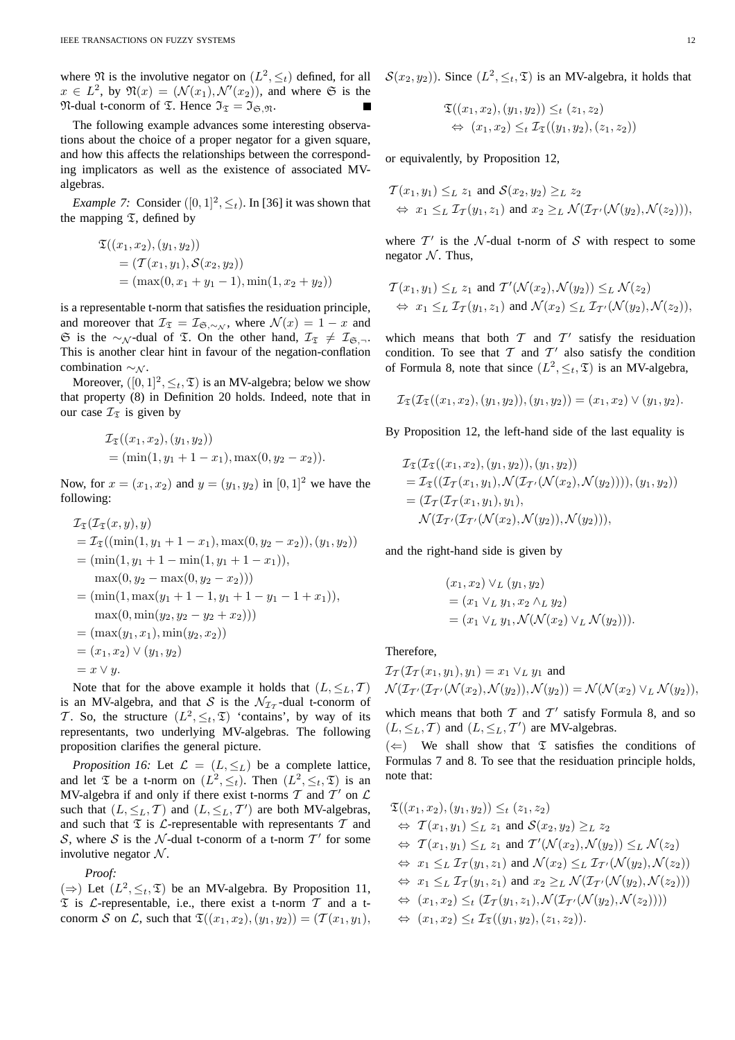where $\mathfrak{N}$ is the involutive negator on $(L^2, \leq_t)$ defined, for all $x \in L^2$, by $\mathfrak{N}(x) = (\mathcal{N}(x_1), \mathcal{N}'(x_2))$, and where $\mathfrak{S}$ is the $\mathfrak{N}$-dual t-conorm of $\mathfrak{T}$. Hence $\mathfrak{I}_{\mathfrak{T}} = \mathfrak{I}_{\mathfrak{S},\mathfrak{N}}$. ∎

The following example advances some interesting observations about the choice of a proper negator for a given square, and how this affects the relationships between the corresponding implicators as well as the existence of associated MV-algebras.

*Example 7:* Consider $([0,1]^2, \leq_t)$. In [36] it was shown that the mapping $\mathfrak{T}$, defined by

$$\begin{aligned}
&\mathfrak{T}((x_1, x_2), (y_1, y_2)) \\
&= (\mathcal{T}(x_1, y_1), \mathcal{S}(x_2, y_2)) \\
&= (\max(0, x_1 + y_1 - 1), \min(1, x_2 + y_2))
\end{aligned}$$

is a representable t-norm that satisfies the residuation principle, and moreover that $\mathcal{I}_{\mathfrak{T}} = \mathcal{I}_{\mathfrak{S},\sim_{\mathcal{N}}}$, where $\mathcal{N}(x) = 1 - x$ and $\mathfrak{S}$ is the $\sim_{\mathcal{N}}$-dual of $\mathfrak{T}$. On the other hand, $\mathcal{I}_{\mathfrak{T}} \neq \mathcal{I}_{\mathfrak{S},\neg}$. This is another clear hint in favour of the negation-conflation combination $\sim_{\mathcal{N}}$.

Moreover, $([0,1]^2, \leq_t, \mathfrak{T})$ is an MV-algebra; below we show that property (8) in Definition 20 holds. Indeed, note that in our case $\mathcal{I}_{\mathfrak{T}}$ is given by

$$\begin{aligned}
&\mathcal{I}_{\mathfrak{T}}((x_1, x_2), (y_1, y_2)) \\
&= (\min(1, y_1 + 1 - x_1), \max(0, y_2 - x_2)).
\end{aligned}$$

Now, for $x = (x_1, x_2)$ and $y = (y_1, y_2)$ in $[0,1]^2$ we have the following:

$$\begin{aligned}
&\mathcal{I}_{\mathfrak{T}}(\mathcal{I}_{\mathfrak{T}}(x, y), y) \\
&= \mathcal{I}_{\mathfrak{T}}((\min(1, y_1 + 1 - x_1), \max(0, y_2 - x_2)), (y_1, y_2)) \\
&= (\min(1, y_1 + 1 - \min(1, y_1 + 1 - x_1)), \\
&\quad \max(0, y_2 - \max(0, y_2 - x_2))) \\
&= (\min(1, \max(y_1 + 1 - 1, y_1 + 1 - y_1 - 1 + x_1)), \\
&\quad \max(0, \min(y_2, y_2 - y_2 + x_2))) \\
&= (\max(y_1, x_1), \min(y_2, x_2)) \\
&= (x_1, x_2) \vee (y_1, y_2) \\
&= x \vee y.
\end{aligned}$$

Note that for the above example it holds that $(L, \leq_L, \mathcal{T})$ is an MV-algebra, and that $\mathcal{S}$ is the $\mathcal{N}_{\mathcal{I}_{\mathcal{T}}}$-dual t-conorm of $\mathcal{T}$. So, the structure $(L^2, \leq_t, \mathfrak{T})$ 'contains', by way of its representants, two underlying MV-algebras. The following proposition clarifies the general picture.

*Proposition 16:* Let $\mathcal{L} = (L, \leq_L)$ be a complete lattice, and let $\mathfrak{T}$ be a t-norm on $(L^2, \leq_t)$. Then $(L^2, \leq_t, \mathfrak{T})$ is an MV-algebra if and only if there exist t-norms $\mathcal{T}$ and $\mathcal{T}'$ on $\mathcal{L}$ such that $(L, \leq_L, \mathcal{T})$ and $(L, \leq_L, \mathcal{T}')$ are both MV-algebras, and such that $\mathfrak{T}$ is $\mathcal{L}$-representable with representants $\mathcal{T}$ and $\mathcal{S}$, where $\mathcal{S}$ is the $\mathcal{N}$-dual t-conorm of a t-norm $\mathcal{T}'$ for some involutive negator $\mathcal{N}$.

*Proof:*

($\Rightarrow$) Let $(L^2, \leq_t, \mathfrak{T})$ be an MV-algebra. By Proposition 11, $\mathfrak{T}$ is $\mathcal{L}$-representable, i.e., there exist a t-norm $\mathcal{T}$ and a t-conorm $\mathcal{S}$ on $\mathcal{L}$, such that $\mathfrak{T}((x_1, x_2), (y_1, y_2)) = (\mathcal{T}(x_1, y_1), \mathcal{S}(x_2, y_2))$. Since $(L^2, \leq_t, \mathfrak{T})$ is an MV-algebra, it holds that

$$\begin{aligned}
&\mathfrak{T}((x_1, x_2), (y_1, y_2)) \leq_t (z_1, z_2) \\
&\Leftrightarrow (x_1, x_2) \leq_t \mathcal{I}_{\mathfrak{T}}((y_1, y_2), (z_1, z_2))
\end{aligned}$$

or equivalently, by Proposition 12,

$$\begin{aligned}
&\mathcal{T}(x_1, y_1) \leq_L z_1 \text{ and } \mathcal{S}(x_2, y_2) \geq_L z_2 \\
&\Leftrightarrow x_1 \leq_L \mathcal{I}_{\mathcal{T}}(y_1, z_1) \text{ and } x_2 \geq_L \mathcal{N}(\mathcal{I}_{\mathcal{T}'}(\mathcal{N}(y_2), \mathcal{N}(z_2))),
\end{aligned}$$

where $\mathcal{T}'$ is the $\mathcal{N}$-dual t-norm of $\mathcal{S}$ with respect to some negator $\mathcal{N}$. Thus,

$$\begin{aligned}
&\mathcal{T}(x_1, y_1) \leq_L z_1 \text{ and } \mathcal{T}'(\mathcal{N}(x_2), \mathcal{N}(y_2)) \leq_L \mathcal{N}(z_2) \\
&\Leftrightarrow x_1 \leq_L \mathcal{I}_{\mathcal{T}}(y_1, z_1) \text{ and } \mathcal{N}(x_2) \leq_L \mathcal{I}_{\mathcal{T}'}(\mathcal{N}(y_2), \mathcal{N}(z_2)),
\end{aligned}$$

which means that both $\mathcal{T}$ and $\mathcal{T}'$ satisfy the residuation condition. To see that $\mathcal{T}$ and $\mathcal{T}'$ also satisfy the condition of Formula 8, note that since $(L^2, \leq_t, \mathfrak{T})$ is an MV-algebra,

$$\mathcal{I}_{\mathfrak{T}}(\mathcal{I}_{\mathfrak{T}}((x_1, x_2), (y_1, y_2)), (y_1, y_2)) = (x_1, x_2) \vee (y_1, y_2).$$

By Proposition 12, the left-hand side of the last equality is

$$\begin{aligned}
&\mathcal{I}_{\mathfrak{T}}(\mathcal{I}_{\mathfrak{T}}((x_1, x_2), (y_1, y_2)), (y_1, y_2)) \\
&= \mathcal{I}_{\mathfrak{T}}((\mathcal{I}_{\mathcal{T}}(x_1, y_1), \mathcal{N}(\mathcal{I}_{\mathcal{T}'}(\mathcal{N}(x_2), \mathcal{N}(y_2)))), (y_1, y_2)) \\
&= (\mathcal{I}_{\mathcal{T}}(\mathcal{I}_{\mathcal{T}}(x_1, y_1), y_1), \\
&\quad \mathcal{N}(\mathcal{I}_{\mathcal{T}'}(\mathcal{I}_{\mathcal{T}'}(\mathcal{N}(x_2), \mathcal{N}(y_2)), \mathcal{N}(y_2))),
\end{aligned}$$

and the right-hand side is given by

$$\begin{aligned}
&(x_1, x_2) \vee_L (y_1, y_2) \\
&= (x_1 \vee_L y_1, x_2 \wedge_L y_2) \\
&= (x_1 \vee_L y_1, \mathcal{N}(\mathcal{N}(x_2) \vee_L \mathcal{N}(y_2))).
\end{aligned}$$

Therefore,

$$\begin{aligned}
&\mathcal{I}_{\mathcal{T}}(\mathcal{I}_{\mathcal{T}}(x_1, y_1), y_1) = x_1 \vee_L y_1 \text{ and} \\
&\mathcal{N}(\mathcal{I}_{\mathcal{T}'}(\mathcal{I}_{\mathcal{T}'}(\mathcal{N}(x_2), \mathcal{N}(y_2)), \mathcal{N}(y_2)) = \mathcal{N}(\mathcal{N}(x_2) \vee_L \mathcal{N}(y_2)),
\end{aligned}$$

which means that both $\mathcal{T}$ and $\mathcal{T}'$ satisfy Formula 8, and so $(L, \leq_L, \mathcal{T})$ and $(L, \leq_L, \mathcal{T}')$ are MV-algebras.

($\Leftarrow$) We shall show that $\mathfrak{T}$ satisfies the conditions of Formulas 7 and 8. To see that the residuation principle holds, note that:

$$\begin{aligned}
&\mathfrak{T}((x_1, x_2), (y_1, y_2)) \leq_t (z_1, z_2) \\
&\Leftrightarrow \mathcal{T}(x_1, y_1) \leq_L z_1 \text{ and } \mathcal{S}(x_2, y_2) \geq_L z_2 \\
&\Leftrightarrow \mathcal{T}(x_1, y_1) \leq_L z_1 \text{ and } \mathcal{T}'(\mathcal{N}(x_2), \mathcal{N}(y_2)) \leq_L \mathcal{N}(z_2) \\
&\Leftrightarrow x_1 \leq_L \mathcal{I}_{\mathcal{T}}(y_1, z_1) \text{ and } \mathcal{N}(x_2) \leq_L \mathcal{I}_{\mathcal{T}'}(\mathcal{N}(y_2), \mathcal{N}(z_2)) \\
&\Leftrightarrow x_1 \leq_L \mathcal{I}_{\mathcal{T}}(y_1, z_1) \text{ and } x_2 \geq_L \mathcal{N}(\mathcal{I}_{\mathcal{T}'}(\mathcal{N}(y_2), \mathcal{N}(z_2))) \\
&\Leftrightarrow (x_1, x_2) \leq_t (\mathcal{I}_{\mathcal{T}}(y_1, z_1), \mathcal{N}(\mathcal{I}_{\mathcal{T}'}(\mathcal{N}(y_2), \mathcal{N}(z_2)))) \\
&\Leftrightarrow (x_1, x_2) \leq_t \mathcal{I}_{\mathfrak{T}}((y_1, y_2), (z_1, z_2)).
\end{aligned}$$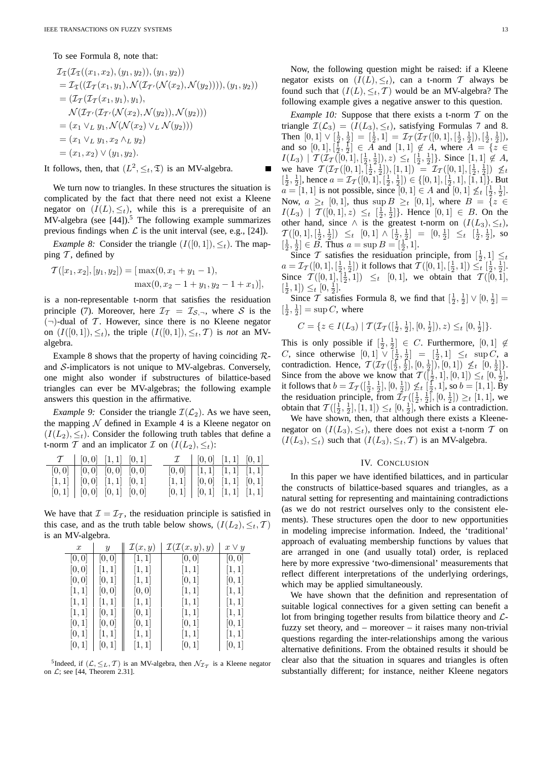To see Formula 8, note that:

$$
\begin{aligned}
&\mathcal{I}_{\mathfrak{T}}(\mathcal{I}_{\mathfrak{T}}((x_1,x_2),(y_1,y_2)),(y_1,y_2)) \\
&= \mathcal{I}_{\mathfrak{T}}((\mathcal{I}_{\mathcal{T}}(x_1,y_1),\mathcal{N}(\mathcal{I}_{\mathcal{T}'}(\mathcal{N}(x_2),\mathcal{N}(y_2)))),(y_1,y_2)) \\
&= (\mathcal{I}_{\mathcal{T}}(\mathcal{I}_{\mathcal{T}}(x_1,y_1),y_1), \\
&\quad \mathcal{N}(\mathcal{I}_{\mathcal{T}'}(\mathcal{I}_{\mathcal{T}'}(\mathcal{N}(x_2),\mathcal{N}(y_2)),\mathcal{N}(y_2))) \\
&= (x_1 \vee_L y_1, \mathcal{N}(\mathcal{N}(x_2) \vee_L \mathcal{N}(y_2))) \\
&= (x_1 \vee_L y_1, x_2 \wedge_L y_2) \\
&= (x_1,x_2) \vee (y_1,y_2).
\end{aligned}
$$

It follows, then, that $(L^2, \leq_t, \mathfrak{T})$ is an MV-algebra. ■

We turn now to triangles. In these structures the situation is complicated by the fact that there need not exist a Kleene negator on $(I(L), \leq_t)$, while this is a prerequisite of an MV-algebra (see [44]).[5] The following example summarizes previous findings when $\mathcal{L}$ is the unit interval (see, e.g., [24]).

*Example 8:* Consider the triangle $(I([0,1]), \leq_t)$. The mapping $\mathcal{T}$, defined by

$$
\begin{aligned}
\mathcal{T}([x_1,x_2],[y_1,y_2]) = [\,&\max(0, x_1+y_1-1), \\
&\max(0, x_2-1+y_1, y_2-1+x_1)],
\end{aligned}
$$

is a non-representable t-norm that satisfies the residuation principle (7). Moreover, here $\mathcal{I}_{\mathcal{T}} = \mathcal{I}_{\mathcal{S},\neg}$, where $\mathcal{S}$ is the $(\neg)$-dual of $\mathcal{T}$. However, since there is no Kleene negator on $(I([0,1]), \leq_t)$, the triple $(I([0,1]), \leq_t, \mathcal{T})$ is *not* an MV-algebra.

Example 8 shows that the property of having coinciding $\mathcal{R}$- and $\mathcal{S}$-implicators is not unique to MV-algebras. Conversely, one might also wonder if substructures of bilattice-based triangles can ever be MV-algebras; the following example answers this question in the affirmative.

*Example 9:* Consider the triangle $\mathcal{I}(\mathcal{L}_2)$. As we have seen, the mapping $\mathcal{N}$ defined in Example 4 is a Kleene negator on $(I(L_2), \leq_t)$. Consider the following truth tables that define a t-norm $\mathcal{T}$ and an implicator $\mathcal{I}$ on $(I(L_2), \leq_t)$:

| $\mathcal{T}$ | $[0,0]$ | $[1,1]$ | $[0,1]$ |
|---|---|---|---|
| $[0,0]$ | $[0,0]$ | $[0,0]$ | $[0,0]$ |
| $[1,1]$ | $[0,0]$ | $[1,1]$ | $[0,1]$ |
| $[0,1]$ | $[0,0]$ | $[0,1]$ | $[0,0]$ |

| $\mathcal{I}$ | $[0,0]$ | $[1,1]$ | $[0,1]$ |
|---|---|---|---|
| $[0,0]$ | $[1,1]$ | $[1,1]$ | $[1,1]$ |
| $[1,1]$ | $[0,0]$ | $[1,1]$ | $[0,1]$ |
| $[0,1]$ | $[0,1]$ | $[1,1]$ | $[1,1]$ |

We have that $\mathcal{I} = \mathcal{I}_{\mathcal{T}}$, the residuation principle is satisfied in this case, and as the truth table below shows, $(I(L_2), \leq_t, \mathcal{T})$ is an MV-algebra.

| $x$ | $y$ | $\mathcal{I}(x,y)$ | $\mathcal{I}(\mathcal{I}(x,y),y)$ | $x \vee y$ |
|---|---|---|---|---|
| $[0,0]$ | $[0,0]$ | $[1,1]$ | $[0,0]$ | $[0,0]$ |
| $[0,0]$ | $[1,1]$ | $[1,1]$ | $[1,1]$ | $[1,1]$ |
| $[0,0]$ | $[0,1]$ | $[1,1]$ | $[0,1]$ | $[0,1]$ |
| $[1,1]$ | $[0,0]$ | $[0,0]$ | $[1,1]$ | $[1,1]$ |
| $[1,1]$ | $[1,1]$ | $[1,1]$ | $[1,1]$ | $[1,1]$ |
| $[1,1]$ | $[0,1]$ | $[0,1]$ | $[1,1]$ | $[1,1]$ |
| $[0,1]$ | $[0,0]$ | $[0,1]$ | $[0,1]$ | $[0,1]$ |
| $[0,1]$ | $[1,1]$ | $[1,1]$ | $[1,1]$ | $[1,1]$ |
| $[0,1]$ | $[0,1]$ | $[1,1]$ | $[0,1]$ | $[0,1]$ |

[5] Indeed, if $(\mathcal{L}, \leq_L, \mathcal{T})$ is an MV-algebra, then $\mathcal{N}_{\mathcal{I}_{\mathcal{T}}}$ is a Kleene negator on $\mathcal{L}$; see [44, Theorem 2.31].

Now, the following question might be raised: if a Kleene negator exists on $(I(L), \leq_t)$, can a t-norm $\mathcal{T}$ always be found such that $(I(L), \leq_t, \mathcal{T})$ would be an MV-algebra? The following example gives a negative answer to this question.

*Example 10:* Suppose that there exists a t-norm $\mathcal{T}$ on the triangle $\mathcal{I}(\mathcal{L}_3) = (I(L_3), \leq_t)$, satisfying Formulas 7 and 8. Then $[0,1] \vee [\frac{1}{2},\frac{1}{2}] = [\frac{1}{2},1] = \mathcal{I}_{\mathcal{T}}(\mathcal{I}_{\mathcal{T}}([0,1],[\frac{1}{2},\frac{1}{2}]),[\frac{1}{2},\frac{1}{2}])$, and so $[0,1], [\frac{1}{2},\frac{1}{2}] \in A$ and $[1,1] \notin A$, where $A = \{z \in I(L_3) \mid \mathcal{T}(\mathcal{I}_{\mathcal{T}}([0,1],[\frac{1}{2},\frac{1}{2}]),z) \leq_t [\frac{1}{2},\frac{1}{2}]\}$. Since $[1,1] \notin A$, we have $\mathcal{T}(\mathcal{I}_{\mathcal{T}}([0,1],[\frac{1}{2},\frac{1}{2}]),[1,1]) = \mathcal{I}_{\mathcal{T}}([0,1],[\frac{1}{2},\frac{1}{2}]) \not\leq_t [\frac{1}{2},\frac{1}{2}]$, hence $a = \mathcal{I}_{\mathcal{T}}([0,1],[\frac{1}{2},\frac{1}{2}]) \in \{[0,1],[\frac{1}{2},1],[1,1]\}$. But $a = [1,1]$ is not possible, since $[0,1] \in A$ and $[0,1] \not\leq_t [\frac{1}{2},\frac{1}{2}]$. Now, $a \geq_t [0,1]$, thus $\sup B \geq_t [0,1]$, where $B = \{z \in I(L_3) \mid \mathcal{T}([0,1],z) \leq_t [\frac{1}{2},\frac{1}{2}]\}$. Hence $[0,1] \in B$. On the other hand, since $\wedge$ is the greatest t-norm on $(I(L_3), \leq_t)$, $\mathcal{T}([0,1],[\frac{1}{2},\frac{1}{2}]) \leq_t [0,1] \wedge [\frac{1}{2},\frac{1}{2}] = [0,\frac{1}{2}] \leq_t [\frac{1}{2},\frac{1}{2}]$, so $[\frac{1}{2},\frac{1}{2}] \in B$. Thus $a = \sup B = [\frac{1}{2},1]$.

Since $\mathcal{T}$ satisfies the residuation principle, from $[\frac{1}{2},1] \leq_t a = \mathcal{I}_{\mathcal{T}}([0,1],[\frac{1}{2},\frac{1}{2}])$ it follows that $\mathcal{T}([0,1],[\frac{1}{2},1]) \leq_t [\frac{1}{2},\frac{1}{2}]$. Since $\mathcal{T}([0,1],[\frac{1}{2},1]) \leq_t [0,1]$, we obtain that $\mathcal{T}([0,1],[\frac{1}{2},1]) \leq_t [0,\frac{1}{2}]$.

Since $\mathcal{T}$ satisfies Formula 8, we find that $[\frac{1}{2},\frac{1}{2}] \vee [0,\frac{1}{2}] = [\frac{1}{2},\frac{1}{2}] = \sup C$, where

$$
C = \{z \in I(L_3) \mid \mathcal{T}(\mathcal{I}_{\mathcal{T}}([\tfrac{1}{2},\tfrac{1}{2}],[0,\tfrac{1}{2}]),z) \leq_t [0,\tfrac{1}{2}]\}.
$$

This is only possible if $[\frac{1}{2},\frac{1}{2}] \in C$. Furthermore, $[0,1] \notin C$, since otherwise $[0,1] \vee [\frac{1}{2},\frac{1}{2}] = [\frac{1}{2},1] \leq_t \sup C$, a contradiction. Hence, $\mathcal{T}(\mathcal{I}_{\mathcal{T}}([\frac{1}{2},\frac{1}{2}],[0,\frac{1}{2}]),[0,1]) \not\leq_t [0,\frac{1}{2}]$. Since from the above we know that $\mathcal{T}([\frac{1}{2},1],[0,1]) \leq_t [0,\frac{1}{2}]$, it follows that $b = \mathcal{I}_{\mathcal{T}}([\frac{1}{2},\frac{1}{2}],[0,\frac{1}{2}]) \not\leq_t [\frac{1}{2},1]$, so $b = [1,1]$. By the residuation principle, from $\mathcal{I}_{\mathcal{T}}([\frac{1}{2},\frac{1}{2}],[0,\frac{1}{2}]) \geq_t [1,1]$, we obtain that $\mathcal{T}([\frac{1}{2},\frac{1}{2}],[1,1]) \leq_t [0,\frac{1}{2}]$, which is a contradiction.

We have shown, then, that although there exists a Kleene-negator on $(I(L_3), \leq_t)$, there does not exist a t-norm $\mathcal{T}$ on $(I(L_3), \leq_t)$ such that $(I(L_3), \leq_t, \mathcal{T})$ is an MV-algebra.

## IV. Conclusion

In this paper we have identified bilattices, and in particular the constructs of bilattice-based squares and triangles, as a natural setting for representing and maintaining contradictions (as we do not restrict ourselves only to the consistent elements). These structures open the door to new opportunities in modeling imprecise information. Indeed, the 'traditional' approach of evaluating membership functions by values that are arranged in one (and usually total) order, is replaced here by more expressive 'two-dimensional' measurements that reflect different interpretations of the underlying orderings, which may be applied simultaneously.

We have shown that the definition and representation of suitable logical connectives for a given setting can benefit a lot from bringing together results from bilattice theory and $\mathcal{L}$-fuzzy set theory, and – moreover – it raises many non-trivial questions regarding the inter-relationships among the various alternative definitions. From the obtained results it should be clear also that the situation in squares and triangles is often substantially different; for instance, neither Kleene negators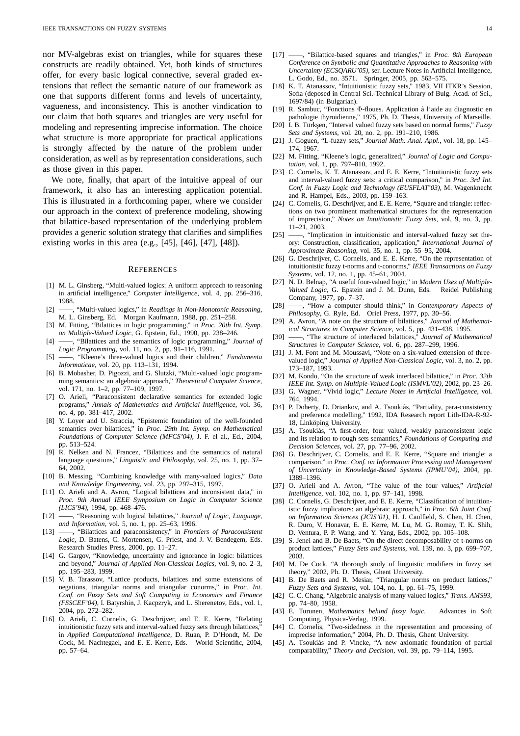nor MV-algebras exist on triangles, while for squares these constructs are readily obtained. Yet, both kinds of structures offer, for every basic logical connective, several graded extensions that reflect the semantic nature of our framework as one that supports different forms and levels of uncertainty, vagueness, and inconsistency. This is another vindication to our claim that both squares and triangles are very useful for modeling and representing imprecise information. The choice what structure is more appropriate for practical applications is strongly affected by the nature of the problem under consideration, as well as by representation considerations, such as those given in this paper.

We note, finally, that apart of the intuitive appeal of our framework, it also has an interesting application potential. This is illustrated in a forthcoming paper, where we consider our approach in the context of preference modeling, showing that bilattice-based representation of the underlying problem provides a generic solution strategy that clarifies and simplifies existing works in this area (e.g., [45], [46], [47], [48]).

## REFERENCES

[1] M. L. Ginsberg, "Multi-valued logics: A uniform approach to reasoning in artificial intelligence," *Computer Intelligence*, vol. 4, pp. 256–316, 1988.

[2] ——, "Multi-valued logics," in *Readings in Non-Monotonic Reasoning*, M. L. Ginsberg, Ed. Morgan Kaufmann, 1988, pp. 251–258.

[3] M. Fitting, "Bilattices in logic programming," in *Proc. 20th Int. Symp. on Multiple-Valued Logic*, G. Epstein, Ed., 1990, pp. 238–246.

[4] ——, "Bilattices and the semantics of logic programming," *Journal of Logic Programming*, vol. 11, no. 2, pp. 91–116, 1991.

[5] ——, "Kleene's three-valued logics and their children," *Fundamenta Informaticae*, vol. 20, pp. 113–131, 1994.

[6] B. Mobasher, D. Pigozzi, and G. Slutzki, "Multi-valued logic programming semantics: an algebraic approach," *Theoretical Computer Science*, vol. 171, no. 1–2, pp. 77–109, 1997.

[7] O. Arieli, "Paraconsistent declarative semantics for extended logic programs," *Annals of Mathematics and Artificial Intelligence*, vol. 36, no. 4, pp. 381–417, 2002.

[8] Y. Loyer and U. Straccia, "Epistemic foundation of the well-founded semantics over bilattices," in *Proc. 29th Int. Symp. on Mathematical Foundations of Computer Science (MFCS'04)*, J. F. el al., Ed., 2004, pp. 513–524.

[9] R. Nelken and N. Francez, "Bilattices and the semantics of natural language questions," *Linguistic and Philosophy*, vol. 25, no. 1, pp. 37–64, 2002.

[10] B. Messing, "Combining knowledge with many-valued logics," *Data and Knowledge Engineering*, vol. 23, pp. 297–315, 1997.

[11] O. Arieli and A. Avron, "Logical bilattices and inconsistent data," in *Proc. 9th Annual IEEE Symposium on Logic in Computer Science (LICS'94)*, 1994, pp. 468–476.

[12] ——, "Reasoning with logical bilattices," *Journal of Logic, Language, and Information*, vol. 5, no. 1, pp. 25–63, 1996.

[13] ——, "Bilattices and paraconsistency," in *Frontiers of Paraconsistent Logic*, D. Batens, C. Mortensen, G. Priest, and J. V. Bendegem, Eds. Research Studies Press, 2000, pp. 11–27.

[14] G. Gargov, "Knowledge, uncertainty and ignorance in logic: bilattices and beyond," *Journal of Applied Non-Classical Logics*, vol. 9, no. 2–3, pp. 195–283, 1999.

[15] V. B. Tarassov, "Lattice products, bilattices and some extensions of negations, triangular norms and triangular conorms," in *Proc. Int. Conf. on Fuzzy Sets and Soft Computing in Economics and Finance (FSSCEF'04)*, I. Batyrshin, J. Kacprzyk, and L. Sherenetov, Eds., vol. 1, 2004, pp. 272–282.

[16] O. Arieli, C. Cornelis, G. Deschrijver, and E. E. Kerre, "Relating intuitionistic fuzzy sets and interval-valued fuzzy sets through bilattices," in *Applied Computational Intelligence*, D. Ruan, P. D'Hondt, M. De Cock, M. Nachtegael, and E. E. Kerre, Eds. World Scientific, 2004, pp. 57–64.

[17] ——, "Bilattice-based squares and triangles," in *Proc. 8th European Conference on Symbolic and Quantitative Approaches to Reasoning with Uncertainty (ECSQARU'05)*, ser. Lecture Notes in Artificial Intelligence, L. Godo, Ed., no. 3571. Springer, 2005, pp. 563–575.

[18] K. T. Atanassov, "Intuitionistic fuzzy sets," 1983, VII ITKR's Session, Sofia (deposed in Central Sci.-Technical Library of Bulg. Acad. of Sci., 1697/84) (in Bulgarian).

[19] R. Sambuc, "Fonctions Φ-floues. Application à l'aide au diagnostic en pathologie thyroidienne," 1975, Ph. D. Thesis, University of Marseille.

[20] I. B. Türkşen, "Interval valued fuzzy sets based on normal forms," *Fuzzy Sets and Systems*, vol. 20, no. 2, pp. 191–210, 1986.

[21] J. Goguen, "L-fuzzy sets," *Journal Math. Anal. Appl.*, vol. 18, pp. 145–174, 1967.

[22] M. Fitting, "Kleene's logic, generalized," *Journal of Logic and Computation*, vol. 1, pp. 797–810, 1992.

[23] C. Cornelis, K. T. Atanassov, and E. E. Kerre, "Intuitionistic fuzzy sets and interval-valued fuzzy sets: a critical comparison," in *Proc. 3rd Int. Conf. in Fuzzy Logic and Technology (EUSFLAT'03)*, M. Wagenknecht and R. Hampel, Eds., 2003, pp. 159–163.

[24] C. Cornelis, G. Deschrijver, and E. E. Kerre, "Square and triangle: reflections on two prominent mathematical structures for the representation of imprecision," *Notes on Intuitionistic Fuzzy Sets*, vol. 9, no. 3, pp. 11–21, 2003.

[25] ——, "Implication in intuitionistic and interval-valued fuzzy set theory: Construction, classification, application," *International Journal of Approximate Reasoning*, vol. 35, no. 1, pp. 55–95, 2004.

[26] G. Deschrijver, C. Cornelis, and E. E. Kerre, "On the representation of intuitionistic fuzzy t-norms and t-conorms," *IEEE Transactions on Fuzzy Systems*, vol. 12, no. 1, pp. 45–61, 2004.

[27] N. D. Belnap, "A useful four-valued logic," in *Modern Uses of Multiple-Valued Logic*, G. Epstein and J. M. Dunn, Eds. Reidel Publishing Company, 1977, pp. 7–37.

[28] ——, "How a computer should think," in *Contemporary Aspects of Philosophy*, G. Ryle, Ed. Oriel Press, 1977, pp. 30–56.

[29] A. Avron, "A note on the structure of bilattices," *Journal of Mathematical Structures in Computer Science*, vol. 5, pp. 431–438, 1995.

[30] ——, "The structure of interlaced bilattices," *Journal of Mathematical Structures in Computer Science*, vol. 6, pp. 287–299, 1996.

[31] J. M. Font and M. Moussavi, "Note on a six-valued extension of three-valued logic," *Journal of Applied Non-Classical Logic*, vol. 3, no. 2, pp. 173–187, 1993.

[32] M. Kondo, "On the structure of weak interlaced bilattice," in *Proc. 32th IEEE Int. Symp. on Multiple-Valued Logic (ISMVL'02)*, 2002, pp. 23–26.

[33] G. Wagner, "Vivid logic," *Lecture Notes in Artificial Intelligence*, vol. 764, 1994.

[34] P. Doherty, D. Driankov, and A. Tsoukiàs, "Partiality, para-consistency and preference modelling," 1992, IDA Research report Lith-IDA-R-92-18, Linköping University.

[35] A. Tsoukiàs, "A first-order, four valued, weakly paraconsistent logic and its relation to rough sets semantics," *Foundations of Computing and Decision Sciences*, vol. 27, pp. 77–96, 2002.

[36] G. Deschrijver, C. Cornelis, and E. E. Kerre, "Square and triangle: a comparison," in *Proc. Conf. on Information Processing and Management of Uncertainty in Knowledge-Based Systems (IPMU'04)*, 2004, pp. 1389–1396.

[37] O. Arieli and A. Avron, "The value of the four values," *Artificial Intelligence*, vol. 102, no. 1, pp. 97–141, 1998.

[38] C. Cornelis, G. Deschrijver, and E. E. Kerre, "Classification of intuitionistic fuzzy implicators: an algebraic approach," in *Proc. 6th Joint Conf. on Information Sciences (JCIS'01)*, H. J. Caulfield, S. Chen, H. Chen, R. Duro, V. Honavar, E. E. Kerre, M. Lu, M. G. Romay, T. K. Shih, D. Ventura, P. P. Wang, and Y. Yang, Eds., 2002, pp. 105–108.

[39] S. Jenei and B. De Baets, "On the direct decomposability of t-norms on product lattices," *Fuzzy Sets and Systems*, vol. 139, no. 3, pp. 699–707, 2003.

[40] M. De Cock, "A thorough study of linguistic modifiers in fuzzy set theory," 2002, Ph. D. Thesis, Ghent University.

[41] B. De Baets and R. Mesiar, "Triangular norms on product lattices," *Fuzzy Sets and Systems*, vol. 104, no. 1, pp. 61–75, 1999.

[42] C. C. Chang, "Algebraic analysis of many valued logics," *Trans. AMS93*, pp. 74–80, 1958.

[43] E. Turunen, *Mathematics behind fuzzy logic*. Advances in Soft Computing, Physica-Verlag, 1999.

[44] C. Cornelis, "Two-sidedness in the representation and processing of imprecise information," 2004, Ph. D. Thesis, Ghent University.

[45] A. Tsoukiàs and P. Vincke, "A new axiomatic foundation of partial comparability," *Theory and Decision*, vol. 39, pp. 79–114, 1995.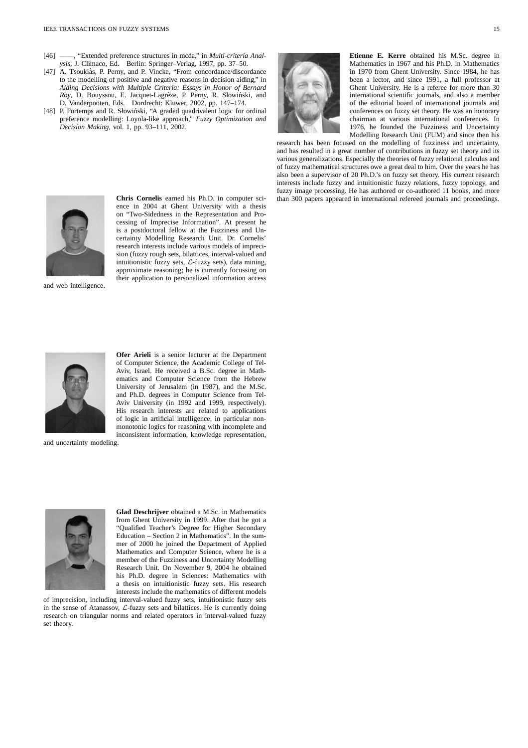[46] ——, "Extended preference structures in mcda," in *Multi-criteria Analysis*, J. Clímaco, Ed. Berlin: Springer–Verlag, 1997, pp. 37–50.

[47] A. Tsoukiàs, P. Perny, and P. Vincke, "From concordance/discordance to the modelling of positive and negative reasons in decision aiding," in *Aiding Decisions with Multiple Criteria: Essays in Honor of Bernard Roy*, D. Bouyssou, E. Jacquet-Lagrèze, P. Perny, R. Slowiński, and D. Vanderpooten, Eds. Dordrecht: Kluwer, 2002, pp. 147–174.

[48] P. Fortemps and R. Słowiński, "A graded quadrivalent logic for ordinal preference modelling: Loyola-like approach," *Fuzzy Optimization and Decision Making*, vol. 1, pp. 93–111, 2002.

**Chris Cornelis** earned his Ph.D. in computer science in 2004 at Ghent University with a thesis on "Two-Sidedness in the Representation and Processing of Imprecise Information". At present he is a postdoctoral fellow at the Fuzziness and Uncertainty Modelling Research Unit. Dr. Cornelis' research interests include various models of imprecision (fuzzy rough sets, bilattices, interval-valued and intuitionistic fuzzy sets, $\mathcal{L}$-fuzzy sets), data mining, approximate reasoning; he is currently focussing on their application to personalized information access and web intelligence.

**Ofer Arieli** is a senior lecturer at the Department of Computer Science, the Academic College of Tel-Aviv, Israel. He received a B.Sc. degree in Mathematics and Computer Science from the Hebrew University of Jerusalem (in 1987), and the M.Sc. and Ph.D. degrees in Computer Science from Tel-Aviv University (in 1992 and 1999, respectively). His research interests are related to applications of logic in artificial intelligence, in particular non-monotonic logics for reasoning with incomplete and inconsistent information, knowledge representation, and uncertainty modeling.

**Glad Deschrijver** obtained a M.Sc. in Mathematics from Ghent University in 1999. After that he got a "Qualified Teacher's Degree for Higher Secondary Education – Section 2 in Mathematics". In the summer of 2000 he joined the Department of Applied Mathematics and Computer Science, where he is a member of the Fuzziness and Uncertainty Modelling Research Unit. On November 9, 2004 he obtained his Ph.D. degree in Sciences: Mathematics with a thesis on intuitionistic fuzzy sets. His research interests include the mathematics of different models of imprecision, including interval-valued fuzzy sets, intuitionistic fuzzy sets in the sense of Atanassov, $\mathcal{L}$-fuzzy sets and bilattices. He is currently doing research on triangular norms and related operators in interval-valued fuzzy set theory.

**Etienne E. Kerre** obtained his M.Sc. degree in Mathematics in 1967 and his Ph.D. in Mathematics in 1970 from Ghent University. Since 1984, he has been a lector, and since 1991, a full professor at Ghent University. He is a referee for more than 30 international scientific journals, and also a member of the editorial board of international journals and conferences on fuzzy set theory. He was an honorary chairman at various international conferences. In 1976, he founded the Fuzziness and Uncertainty Modelling Research Unit (FUM) and since then his research has been focused on the modelling of fuzziness and uncertainty, and has resulted in a great number of contributions in fuzzy set theory and its various generalizations. Especially the theories of fuzzy relational calculus and of fuzzy mathematical structures owe a great deal to him. Over the years he has also been a supervisor of 20 Ph.D.'s on fuzzy set theory. His current research interests include fuzzy and intuitionistic fuzzy relations, fuzzy topology, and fuzzy image processing. He has authored or co-authored 11 books, and more than 300 papers appeared in international refereed journals and proceedings.